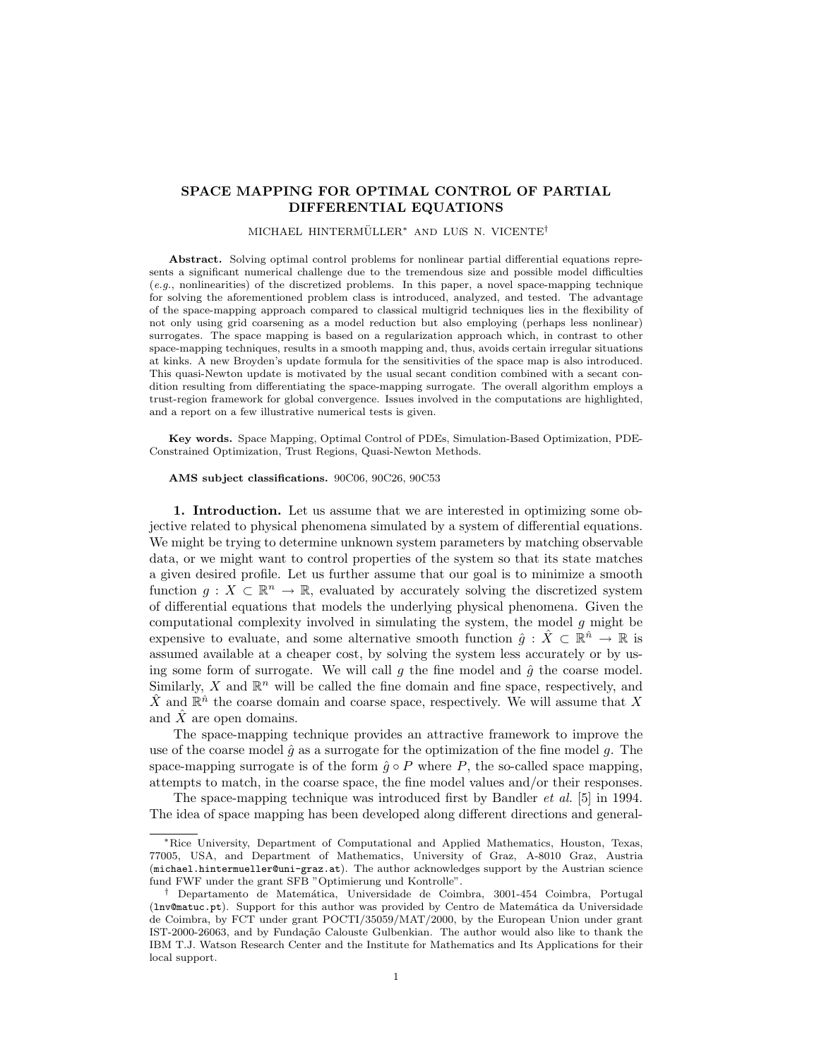# SPACE MAPPING FOR OPTIMAL CONTROL OF PARTIAL DIFFERENTIAL EQUATIONS

MICHAEL HINTERMÜLLER* AND LUÍS N. VICENTE†

**Abstract.** Solving optimal control problems for nonlinear partial differential equations represents a significant numerical challenge due to the tremendous size and possible model difficulties (*e.g.*, nonlinearities) of the discretized problems. In this paper, a novel space-mapping technique for solving the aforementioned problem class is introduced, analyzed, and tested. The advantage of the space-mapping approach compared to classical multigrid techniques lies in the flexibility of not only using grid coarsening as a model reduction but also employing (perhaps less nonlinear) surrogates. The space mapping is based on a regularization approach which, in contrast to other space-mapping techniques, results in a smooth mapping and, thus, avoids certain irregular situations at kinks. A new Broyden's update formula for the sensitivities of the space map is also introduced. This quasi-Newton update is motivated by the usual secant condition combined with a secant condition resulting from differentiating the space-mapping surrogate. The overall algorithm employs a trust-region framework for global convergence. Issues involved in the computations are highlighted, and a report on a few illustrative numerical tests is given.

**Key words.** Space Mapping, Optimal Control of PDEs, Simulation-Based Optimization, PDE-Constrained Optimization, Trust Regions, Quasi-Newton Methods.

**AMS subject classifications.** 90C06, 90C26, 90C53

**1. Introduction.** Let us assume that we are interested in optimizing some objective related to physical phenomena simulated by a system of differential equations. We might be trying to determine unknown system parameters by matching observable data, or we might want to control properties of the system so that its state matches a given desired profile. Let us further assume that our goal is to minimize a smooth function $g : X \subset \mathbb{R}^n \to \mathbb{R}$, evaluated by accurately solving the discretized system of differential equations that models the underlying physical phenomena. Given the computational complexity involved in simulating the system, the model $g$ might be expensive to evaluate, and some alternative smooth function $\hat{g} : \hat{X} \subset \mathbb{R}^{\hat{n}} \to \mathbb{R}$ is assumed available at a cheaper cost, by solving the system less accurately or by using some form of surrogate. We will call $g$ the fine model and $\hat{g}$ the coarse model. Similarly, $X$ and $\mathbb{R}^n$ will be called the fine domain and fine space, respectively, and $\hat{X}$ and $\mathbb{R}^{\hat{n}}$ the coarse domain and coarse space, respectively. We will assume that $X$ and $\hat{X}$ are open domains.

The space-mapping technique provides an attractive framework to improve the use of the coarse model $\hat{g}$ as a surrogate for the optimization of the fine model $g$. The space-mapping surrogate is of the form $\hat{g} \circ P$ where $P$, the so-called space mapping, attempts to match, in the coarse space, the fine model values and/or their responses.

The space-mapping technique was introduced first by Bandler *et al.* [5] in 1994. The idea of space mapping has been developed along different directions and general-

---

*Rice University, Department of Computational and Applied Mathematics, Houston, Texas, 77005, USA, and Department of Mathematics, University of Graz, A-8010 Graz, Austria (michael.hintermueller@uni-graz.at). The author acknowledges support by the Austrian science fund FWF under the grant SFB "Optimierung und Kontrolle".

† Departamento de Matemática, Universidade de Coimbra, 3001-454 Coimbra, Portugal (lnv@matuc.pt). Support for this author was provided by Centro de Matemática da Universidade de Coimbra, by FCT under grant POCTI/35059/MAT/2000, by the European Union under grant IST-2000-26063, and by Fundação Calouste Gulbenkian. The author would also like to thank the IBM T.J. Watson Research Center and the Institute for Mathematics and Its Applications for their local support.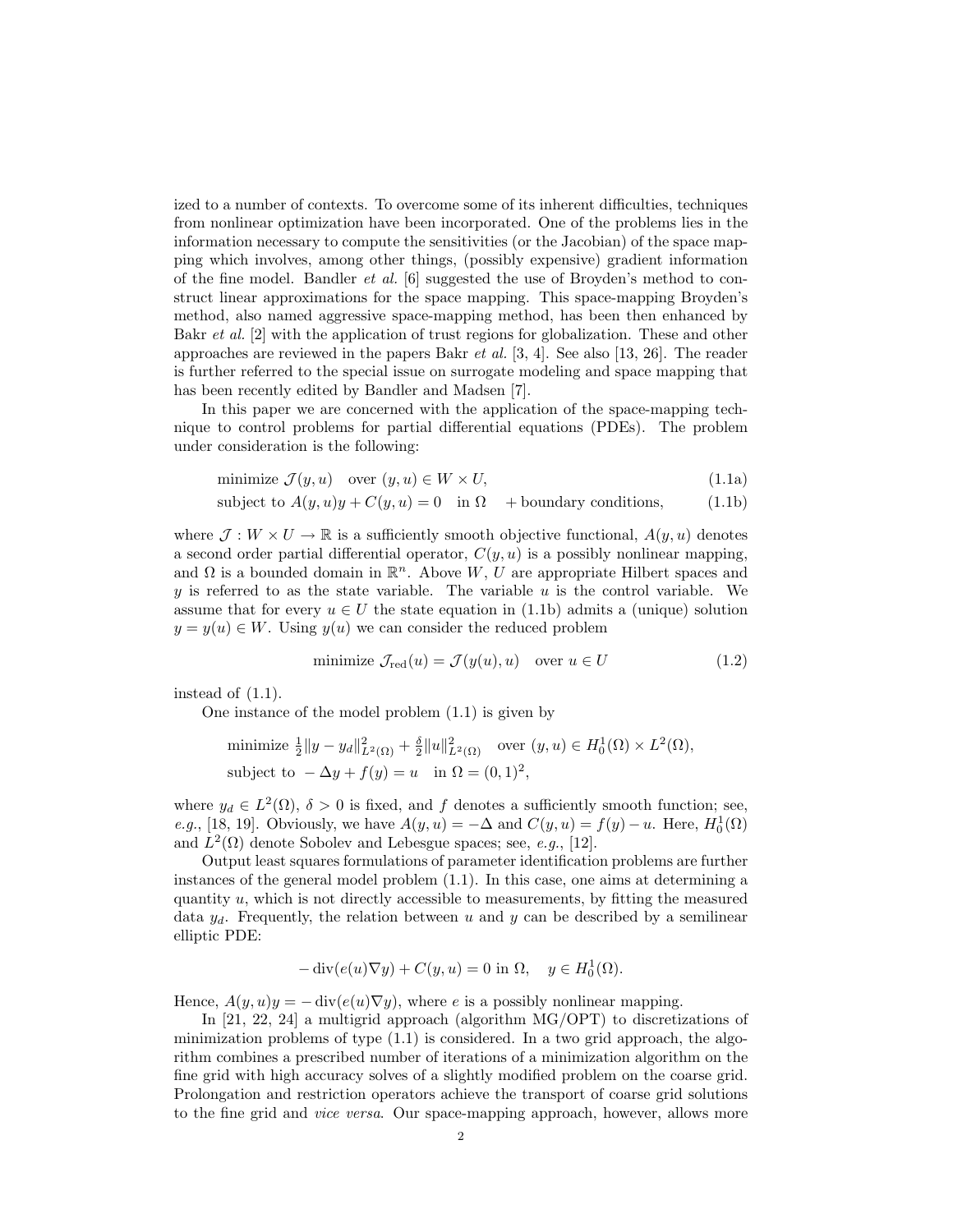ized to a number of contexts. To overcome some of its inherent difficulties, techniques from nonlinear optimization have been incorporated. One of the problems lies in the information necessary to compute the sensitivities (or the Jacobian) of the space mapping which involves, among other things, (possibly expensive) gradient information of the fine model. Bandler *et al.* [6] suggested the use of Broyden's method to construct linear approximations for the space mapping. This space-mapping Broyden's method, also named aggressive space-mapping method, has been then enhanced by Bakr *et al.* [2] with the application of trust regions for globalization. These and other approaches are reviewed in the papers Bakr *et al.* [3, 4]. See also [13, 26]. The reader is further referred to the special issue on surrogate modeling and space mapping that has been recently edited by Bandler and Madsen [7].

In this paper we are concerned with the application of the space-mapping technique to control problems for partial differential equations (PDEs). The problem under consideration is the following:

$$\text{minimize } \mathcal{J}(y,u) \quad \text{over } (y,u) \in W \times U, \tag{1.1a}$$

$$\text{subject to } A(y,u)y + C(y,u) = 0 \quad \text{in } \Omega \quad + \text{boundary conditions}, \tag{1.1b}$$

where $\mathcal{J} : W \times U \to \mathbb{R}$ is a sufficiently smooth objective functional, $A(y,u)$ denotes a second order partial differential operator, $C(y,u)$ is a possibly nonlinear mapping, and $\Omega$ is a bounded domain in $\mathbb{R}^n$. Above $W$, $U$ are appropriate Hilbert spaces and $y$ is referred to as the state variable. The variable $u$ is the control variable. We assume that for every $u \in U$ the state equation in (1.1b) admits a (unique) solution $y = y(u) \in W$. Using $y(u)$ we can consider the reduced problem

$$\text{minimize } \mathcal{J}_{\text{red}}(u) = \mathcal{J}(y(u),u) \quad \text{over } u \in U \tag{1.2}$$

instead of (1.1).

One instance of the model problem (1.1) is given by

$$\text{minimize } \tfrac{1}{2}\|y - y_d\|^2_{L^2(\Omega)} + \tfrac{\delta}{2}\|u\|^2_{L^2(\Omega)} \quad \text{over } (y,u) \in H^1_0(\Omega) \times L^2(\Omega),$$

$$\text{subject to } -\Delta y + f(y) = u \quad \text{in } \Omega = (0,1)^2,$$

where $y_d \in L^2(\Omega)$, $\delta > 0$ is fixed, and $f$ denotes a sufficiently smooth function; see, *e.g.*, [18, 19]. Obviously, we have $A(y,u) = -\Delta$ and $C(y,u) = f(y) - u$. Here, $H^1_0(\Omega)$ and $L^2(\Omega)$ denote Sobolev and Lebesgue spaces; see, *e.g.*, [12].

Output least squares formulations of parameter identification problems are further instances of the general model problem (1.1). In this case, one aims at determining a quantity $u$, which is not directly accessible to measurements, by fitting the measured data $y_d$. Frequently, the relation between $u$ and $y$ can be described by a semilinear elliptic PDE:

$$-\operatorname{div}(e(u)\nabla y) + C(y,u) = 0 \text{ in } \Omega, \quad y \in H^1_0(\Omega).$$

Hence, $A(y,u)y = -\operatorname{div}(e(u)\nabla y)$, where $e$ is a possibly nonlinear mapping.

In [21, 22, 24] a multigrid approach (algorithm MG/OPT) to discretizations of minimization problems of type (1.1) is considered. In a two grid approach, the algorithm combines a prescribed number of iterations of a minimization algorithm on the fine grid with high accuracy solves of a slightly modified problem on the coarse grid. Prolongation and restriction operators achieve the transport of coarse grid solutions to the fine grid and *vice versa*. Our space-mapping approach, however, allows more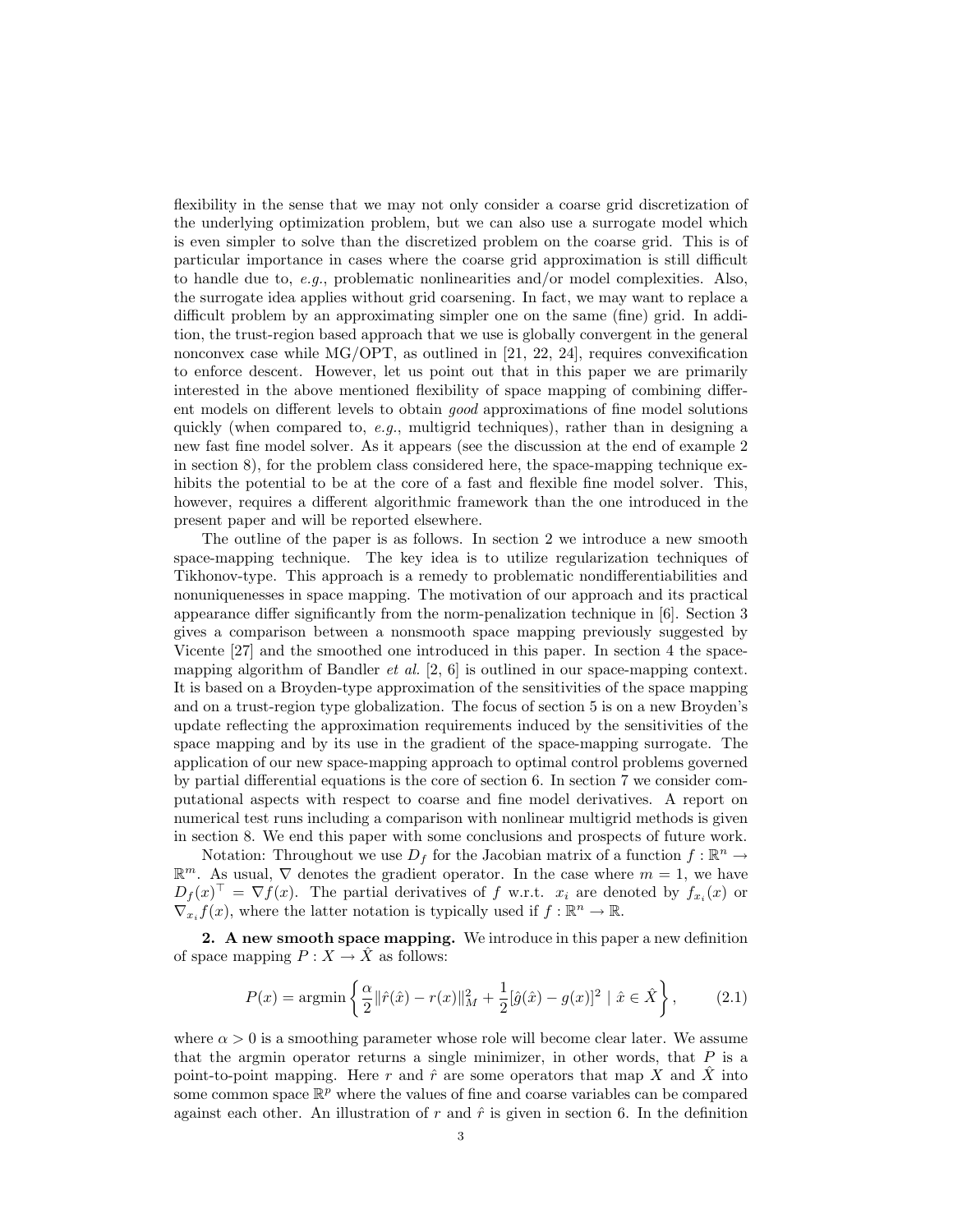flexibility in the sense that we may not only consider a coarse grid discretization of the underlying optimization problem, but we can also use a surrogate model which is even simpler to solve than the discretized problem on the coarse grid. This is of particular importance in cases where the coarse grid approximation is still difficult to handle due to, *e.g.*, problematic nonlinearities and/or model complexities. Also, the surrogate idea applies without grid coarsening. In fact, we may want to replace a difficult problem by an approximating simpler one on the same (fine) grid. In addition, the trust-region based approach that we use is globally convergent in the general nonconvex case while MG/OPT, as outlined in [21, 22, 24], requires convexification to enforce descent. However, let us point out that in this paper we are primarily interested in the above mentioned flexibility of space mapping of combining different models on different levels to obtain *good* approximations of fine model solutions quickly (when compared to, *e.g.*, multigrid techniques), rather than in designing a new fast fine model solver. As it appears (see the discussion at the end of example 2 in section 8), for the problem class considered here, the space-mapping technique exhibits the potential to be at the core of a fast and flexible fine model solver. This, however, requires a different algorithmic framework than the one introduced in the present paper and will be reported elsewhere.

The outline of the paper is as follows. In section 2 we introduce a new smooth space-mapping technique. The key idea is to utilize regularization techniques of Tikhonov-type. This approach is a remedy to problematic nondifferentiabilities and nonuniquenesses in space mapping. The motivation of our approach and its practical appearance differ significantly from the norm-penalization technique in [6]. Section 3 gives a comparison between a nonsmooth space mapping previously suggested by Vicente [27] and the smoothed one introduced in this paper. In section 4 the space-mapping algorithm of Bandler *et al.* [2, 6] is outlined in our space-mapping context. It is based on a Broyden-type approximation of the sensitivities of the space mapping and on a trust-region type globalization. The focus of section 5 is on a new Broyden's update reflecting the approximation requirements induced by the sensitivities of the space mapping and by its use in the gradient of the space-mapping surrogate. The application of our new space-mapping approach to optimal control problems governed by partial differential equations is the core of section 6. In section 7 we consider computational aspects with respect to coarse and fine model derivatives. A report on numerical test runs including a comparison with nonlinear multigrid methods is given in section 8. We end this paper with some conclusions and prospects of future work.

Notation: Throughout we use $D_f$ for the Jacobian matrix of a function $f : \mathbb{R}^n \to \mathbb{R}^m$. As usual, $\nabla$ denotes the gradient operator. In the case where $m = 1$, we have $D_f(x)^\top = \nabla f(x)$. The partial derivatives of $f$ w.r.t. $x_i$ are denoted by $f_{x_i}(x)$ or $\nabla_{x_i} f(x)$, where the latter notation is typically used if $f : \mathbb{R}^n \to \mathbb{R}$.

## 2. A new smooth space mapping.

We introduce in this paper a new definition of space mapping $P : X \to \hat{X}$ as follows:

$$P(x) = \operatorname{argmin} \left\{ \frac{\alpha}{2} \|\hat{r}(\hat{x}) - r(x)\|_M^2 + \frac{1}{2}[\hat{g}(\hat{x}) - g(x)]^2 \mid \hat{x} \in \hat{X} \right\}, \tag{2.1}$$

where $\alpha > 0$ is a smoothing parameter whose role will become clear later. We assume that the argmin operator returns a single minimizer, in other words, that $P$ is a point-to-point mapping. Here $r$ and $\hat{r}$ are some operators that map $X$ and $\hat{X}$ into some common space $\mathbb{R}^p$ where the values of fine and coarse variables can be compared against each other. An illustration of $r$ and $\hat{r}$ is given in section 6. In the definition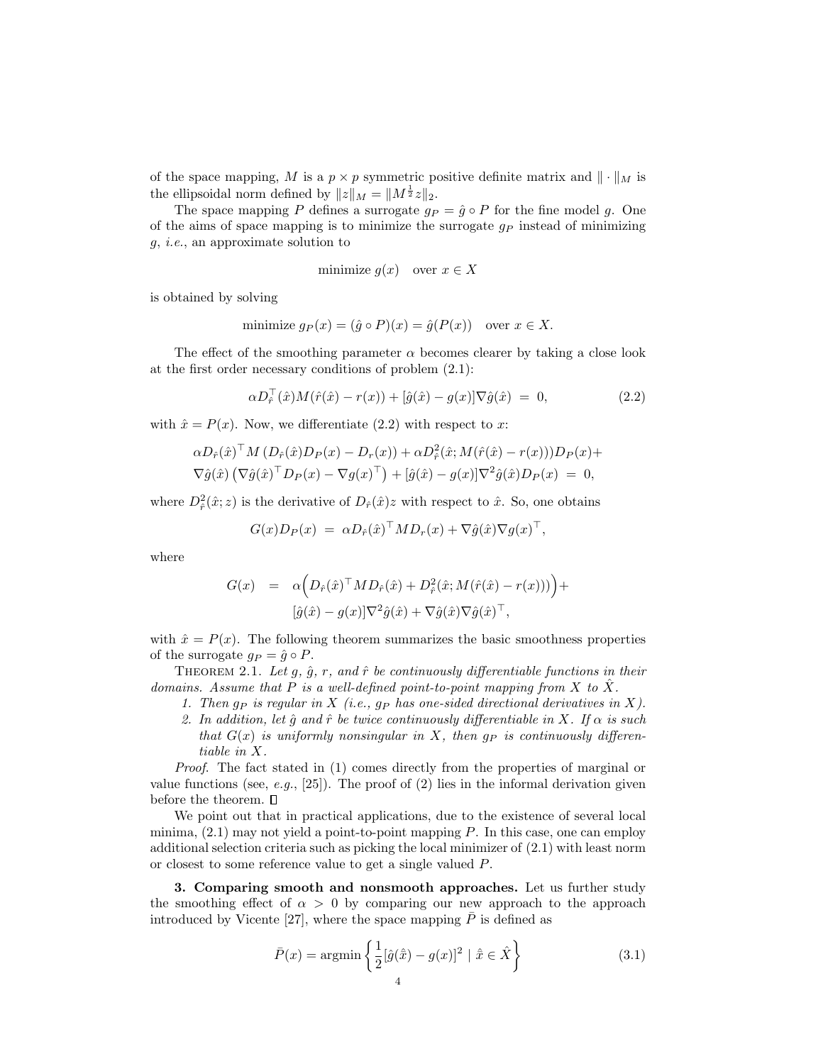of the space mapping, $M$ is a $p \times p$ symmetric positive definite matrix and $\| \cdot \|_M$ is the ellipsoidal norm defined by $\|z\|_M = \|M^{\frac{1}{2}} z\|_2$.

The space mapping $P$ defines a surrogate $g_P = \hat{g} \circ P$ for the fine model $g$. One of the aims of space mapping is to minimize the surrogate $g_P$ instead of minimizing $g$, *i.e.*, an approximate solution to

$$\text{minimize } g(x) \quad \text{over } x \in X$$

is obtained by solving

$$\text{minimize } g_P(x) = (\hat{g} \circ P)(x) = \hat{g}(P(x)) \quad \text{over } x \in X.$$

The effect of the smoothing parameter $\alpha$ becomes clearer by taking a close look at the first order necessary conditions of problem (2.1):

$$\alpha D_{\hat{r}}^\top(\hat{x}) M(\hat{r}(\hat{x}) - r(x)) + [\hat{g}(\hat{x}) - g(x)] \nabla \hat{g}(\hat{x}) \;=\; 0, \tag{2.2}$$

with $\hat{x} = P(x)$. Now, we differentiate (2.2) with respect to $x$:

$$\begin{aligned}
&\alpha D_{\hat{r}}(\hat{x})^\top M \left(D_{\hat{r}}(\hat{x}) D_P(x) - D_r(x)\right) + \alpha D^2_{\hat{r}}(\hat{x}; M(\hat{r}(\hat{x}) - r(x))) D_P(x) + \\
&\nabla \hat{g}(\hat{x}) \left(\nabla \hat{g}(\hat{x})^\top D_P(x) - \nabla g(x)^\top\right) + [\hat{g}(\hat{x}) - g(x)] \nabla^2 \hat{g}(\hat{x}) D_P(x) \;=\; 0,
\end{aligned}$$

where $D^2_{\hat{r}}(\hat{x}; z)$ is the derivative of $D_{\hat{r}}(\hat{x}) z$ with respect to $\hat{x}$. So, one obtains

$$G(x) D_P(x) \;=\; \alpha D_{\hat{r}}(\hat{x})^\top M D_r(x) + \nabla \hat{g}(\hat{x}) \nabla g(x)^\top,$$

where

$$\begin{aligned}
G(x) \;&=\; \alpha \Big( D_{\hat{r}}(\hat{x})^\top M D_{\hat{r}}(\hat{x}) + D^2_{\hat{r}}(\hat{x}; M(\hat{r}(\hat{x}) - r(x))) \Big) + \\
&\quad\; [\hat{g}(\hat{x}) - g(x)] \nabla^2 \hat{g}(\hat{x}) + \nabla \hat{g}(\hat{x}) \nabla \hat{g}(\hat{x})^\top,
\end{aligned}$$

with $\hat{x} = P(x)$. The following theorem summarizes the basic smoothness properties of the surrogate $g_P = \hat{g} \circ P$.

THEOREM 2.1. *Let $g$, $\hat{g}$, $r$, and $\hat{r}$ be continuously differentiable functions in their domains. Assume that $P$ is a well-defined point-to-point mapping from $X$ to $\hat{X}$.*

1. *Then $g_P$ is regular in $X$ (i.e., $g_P$ has one-sided directional derivatives in $X$).*
2. *In addition, let $\hat{g}$ and $\hat{r}$ be twice continuously differentiable in $X$. If $\alpha$ is such that $G(x)$ is uniformly nonsingular in $X$, then $g_P$ is continuously differentiable in $X$.*

*Proof.* The fact stated in (1) comes directly from the properties of marginal or value functions (see, *e.g.*, [25]). The proof of (2) lies in the informal derivation given before the theorem. □

We point out that in practical applications, due to the existence of several local minima, (2.1) may not yield a point-to-point mapping $P$. In this case, one can employ additional selection criteria such as picking the local minimizer of (2.1) with least norm or closest to some reference value to get a single valued $P$.

**3. Comparing smooth and nonsmooth approaches.** Let us further study the smoothing effect of $\alpha > 0$ by comparing our new approach to the approach introduced by Vicente [27], where the space mapping $\bar{P}$ is defined as

$$\bar{P}(x) = \operatorname{argmin} \left\{ \frac{1}{2} [\hat{g}(\hat{x}) - g(x)]^2 \;|\; \hat{x} \in \hat{X} \right\} \tag{3.1}$$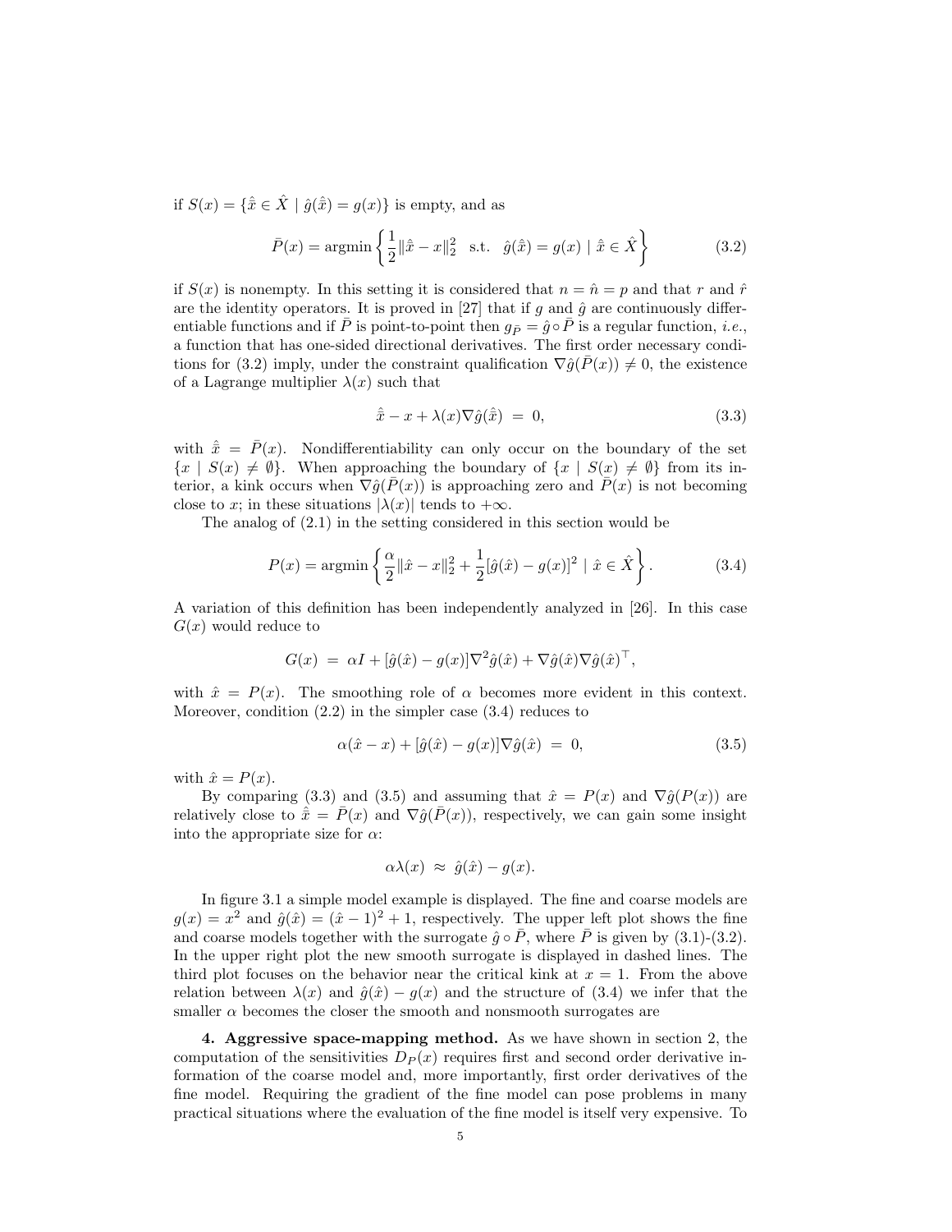if $S(x) = \{\hat{\bar{x}} \in \hat{X} \mid \hat{g}(\hat{\bar{x}}) = g(x)\}$ is empty, and as

$$\bar{P}(x) = \operatorname{argmin}\left\{\frac{1}{2}\|\hat{\bar{x}} - x\|_2^2 \quad \text{s.t.} \quad \hat{g}(\hat{\bar{x}}) = g(x) \mid \hat{\bar{x}} \in \hat{X}\right\} \tag{3.2}$$

if $S(x)$ is nonempty. In this setting it is considered that $n = \hat{n} = p$ and that $r$ and $\hat{r}$ are the identity operators. It is proved in [27] that if $g$ and $\hat{g}$ are continuously differentiable functions and if $\bar{P}$ is point-to-point then $g_{\bar{P}} = \hat{g} \circ \bar{P}$ is a regular function, *i.e.*, a function that has one-sided directional derivatives. The first order necessary conditions for (3.2) imply, under the constraint qualification $\nabla\hat{g}(\bar{P}(x)) \neq 0$, the existence of a Lagrange multiplier $\lambda(x)$ such that

$$\hat{\bar{x}} - x + \lambda(x)\nabla\hat{g}(\hat{\bar{x}}) \;=\; 0, \tag{3.3}$$

with $\hat{\bar{x}} = \bar{P}(x)$. Nondifferentiability can only occur on the boundary of the set $\{x \mid S(x) \neq \emptyset\}$. When approaching the boundary of $\{x \mid S(x) \neq \emptyset\}$ from its interior, a kink occurs when $\nabla\hat{g}(\bar{P}(x))$ is approaching zero and $\bar{P}(x)$ is not becoming close to $x$; in these situations $|\lambda(x)|$ tends to $+\infty$.

The analog of (2.1) in the setting considered in this section would be

$$P(x) = \operatorname{argmin}\left\{\frac{\alpha}{2}\|\hat{x} - x\|_2^2 + \frac{1}{2}[\hat{g}(\hat{x}) - g(x)]^2 \mid \hat{x} \in \hat{X}\right\}. \tag{3.4}$$

A variation of this definition has been independently analyzed in [26]. In this case $G(x)$ would reduce to

$$G(x) \;=\; \alpha I + [\hat{g}(\hat{x}) - g(x)]\nabla^2\hat{g}(\hat{x}) + \nabla\hat{g}(\hat{x})\nabla\hat{g}(\hat{x})^\top,$$

with $\hat{x} = P(x)$. The smoothing role of $\alpha$ becomes more evident in this context. Moreover, condition (2.2) in the simpler case (3.4) reduces to

$$\alpha(\hat{x} - x) + [\hat{g}(\hat{x}) - g(x)]\nabla\hat{g}(\hat{x}) \;=\; 0, \tag{3.5}$$

with $\hat{x} = P(x)$.

By comparing (3.3) and (3.5) and assuming that $\hat{x} = P(x)$ and $\nabla\hat{g}(P(x))$ are relatively close to $\hat{\bar{x}} = \bar{P}(x)$ and $\nabla\hat{g}(\bar{P}(x))$, respectively, we can gain some insight into the appropriate size for $\alpha$:

$$\alpha\lambda(x) \;\approx\; \hat{g}(\hat{x}) - g(x).$$

In figure 3.1 a simple model example is displayed. The fine and coarse models are $g(x) = x^2$ and $\hat{g}(\hat{x}) = (\hat{x} - 1)^2 + 1$, respectively. The upper left plot shows the fine and coarse models together with the surrogate $\hat{g} \circ \bar{P}$, where $\bar{P}$ is given by (3.1)-(3.2). In the upper right plot the new smooth surrogate is displayed in dashed lines. The third plot focuses on the behavior near the critical kink at $x = 1$. From the above relation between $\lambda(x)$ and $\hat{g}(\hat{x}) - g(x)$ and the structure of (3.4) we infer that the smaller $\alpha$ becomes the closer the smooth and nonsmooth surrogates are

**4. Aggressive space-mapping method.** As we have shown in section 2, the computation of the sensitivities $D_P(x)$ requires first and second order derivative information of the coarse model and, more importantly, first order derivatives of the fine model. Requiring the gradient of the fine model can pose problems in many practical situations where the evaluation of the fine model is itself very expensive. To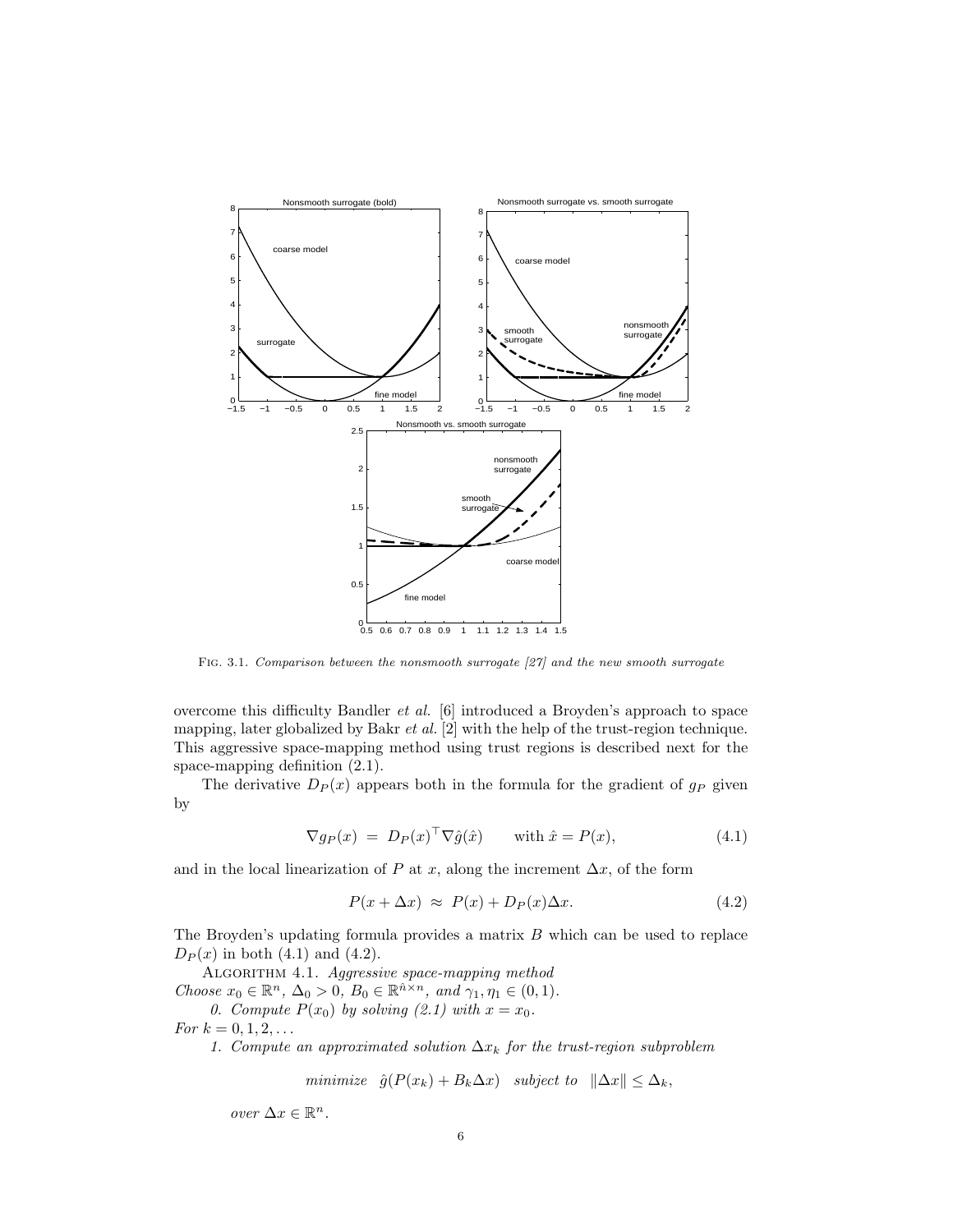FIG. 3.1. *Comparison between the nonsmooth surrogate [27] and the new smooth surrogate*

overcome this difficulty Bandler *et al.* [6] introduced a Broyden's approach to space mapping, later globalized by Bakr *et al.* [2] with the help of the trust-region technique. This aggressive space-mapping method using trust regions is described next for the space-mapping definition (2.1).

The derivative $D_P(x)$ appears both in the formula for the gradient of $g_P$ given by

$$\nabla g_P(x) \;=\; D_P(x)^\top \nabla \hat{g}(\hat{x}) \qquad \text{with } \hat{x} = P(x), \tag{4.1}$$

and in the local linearization of $P$ at $x$, along the increment $\Delta x$, of the form

$$P(x + \Delta x) \;\approx\; P(x) + D_P(x)\Delta x. \tag{4.2}$$

The Broyden's updating formula provides a matrix $B$ which can be used to replace $D_P(x)$ in both (4.1) and (4.2).

ALGORITHM 4.1. *Aggressive space-mapping method*
*Choose* $x_0 \in \mathbb{R}^n$, $\Delta_0 > 0$, $B_0 \in \mathbb{R}^{\hat{n}\times n}$, *and* $\gamma_1, \eta_1 \in (0,1)$.

*0. Compute* $P(x_0)$ *by solving (2.1) with* $x = x_0$.

*For* $k = 0, 1, 2, \ldots$

*1. Compute an approximated solution* $\Delta x_k$ *for the trust-region subproblem*

$$\textit{minimize} \quad \hat{g}(P(x_k) + B_k\Delta x) \quad \textit{subject to} \quad \|\Delta x\| \le \Delta_k,$$

*over* $\Delta x \in \mathbb{R}^n$.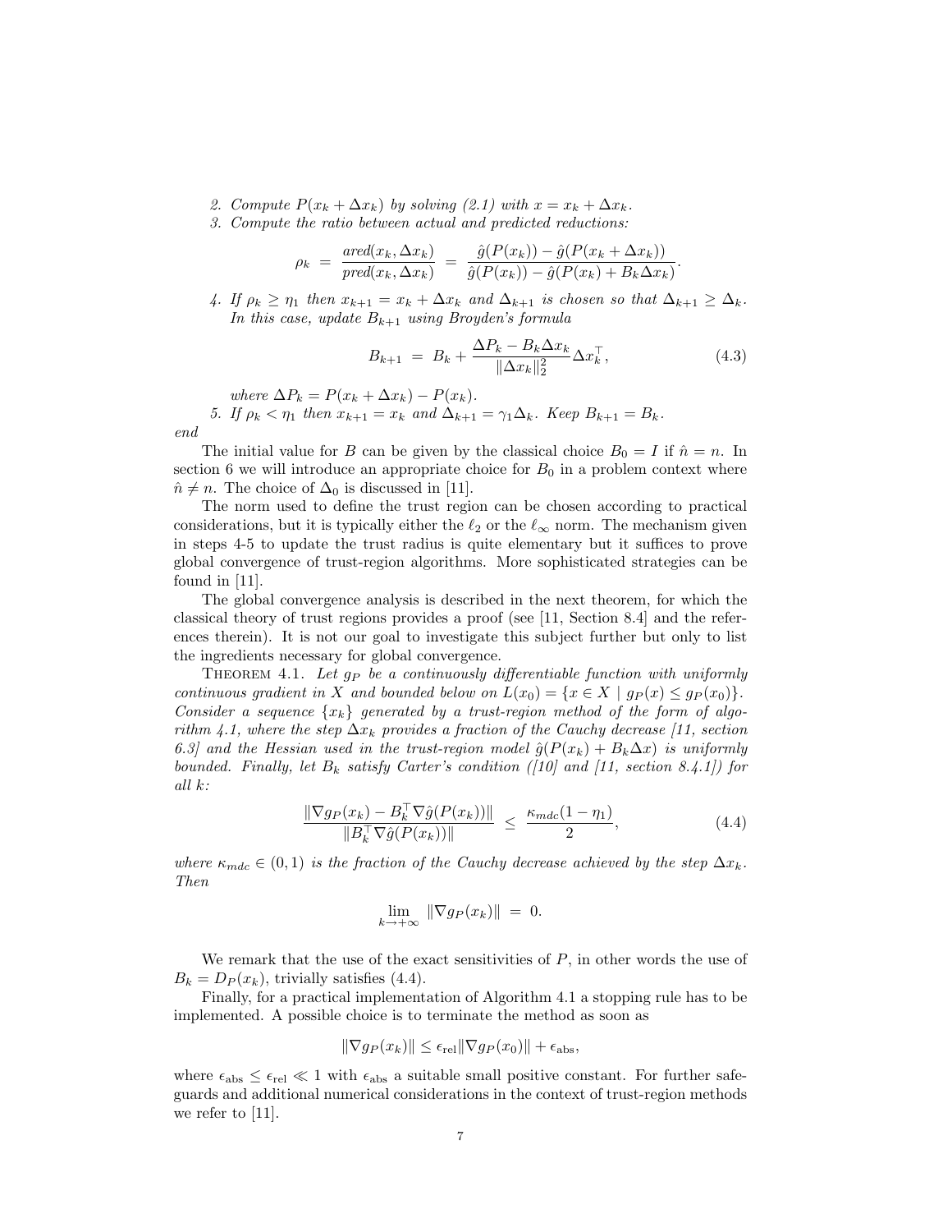2. *Compute $P(x_k + \Delta x_k)$ by solving (2.1) with $x = x_k + \Delta x_k$.*
3. *Compute the ratio between actual and predicted reductions:*

$$\rho_k \;=\; \frac{ared(x_k, \Delta x_k)}{pred(x_k, \Delta x_k)} \;=\; \frac{\hat{g}(P(x_k)) - \hat{g}(P(x_k + \Delta x_k))}{\hat{g}(P(x_k)) - \hat{g}(P(x_k) + B_k \Delta x_k)}.$$

4. *If $\rho_k \geq \eta_1$ then $x_{k+1} = x_k + \Delta x_k$ and $\Delta_{k+1}$ is chosen so that $\Delta_{k+1} \geq \Delta_k$. In this case, update $B_{k+1}$ using Broyden's formula*

$$B_{k+1} \;=\; B_k + \frac{\Delta P_k - B_k \Delta x_k}{\|\Delta x_k\|_2^2} \Delta x_k^\top, \tag{4.3}$$

   *where $\Delta P_k = P(x_k + \Delta x_k) - P(x_k)$.*

5. *If $\rho_k < \eta_1$ then $x_{k+1} = x_k$ and $\Delta_{k+1} = \gamma_1 \Delta_k$. Keep $B_{k+1} = B_k$.*

*end*

The initial value for $B$ can be given by the classical choice $B_0 = I$ if $\hat{n} = n$. In section 6 we will introduce an appropriate choice for $B_0$ in a problem context where $\hat{n} \neq n$. The choice of $\Delta_0$ is discussed in [11].

The norm used to define the trust region can be chosen according to practical considerations, but it is typically either the $\ell_2$ or the $\ell_\infty$ norm. The mechanism given in steps 4-5 to update the trust radius is quite elementary but it suffices to prove global convergence of trust-region algorithms. More sophisticated strategies can be found in [11].

The global convergence analysis is described in the next theorem, for which the classical theory of trust regions provides a proof (see [11, Section 8.4] and the references therein). It is not our goal to investigate this subject further but only to list the ingredients necessary for global convergence.

Theorem 4.1. *Let $g_P$ be a continuously differentiable function with uniformly continuous gradient in $X$ and bounded below on $L(x_0) = \{x \in X \mid g_P(x) \leq g_P(x_0)\}$. Consider a sequence $\{x_k\}$ generated by a trust-region method of the form of algorithm 4.1, where the step $\Delta x_k$ provides a fraction of the Cauchy decrease [11, section 6.3] and the Hessian used in the trust-region model $\hat{g}(P(x_k) + B_k \Delta x)$ is uniformly bounded. Finally, let $B_k$ satisfy Carter's condition ([10] and [11, section 8.4.1]) for all $k$:*

$$\frac{\|\nabla g_P(x_k) - B_k^\top \nabla \hat{g}(P(x_k))\|}{\|B_k^\top \nabla \hat{g}(P(x_k))\|} \;\leq\; \frac{\kappa_{mdc}(1 - \eta_1)}{2}, \tag{4.4}$$

*where $\kappa_{mdc} \in (0,1)$ is the fraction of the Cauchy decrease achieved by the step $\Delta x_k$. Then*

$$\lim_{k \to +\infty} \|\nabla g_P(x_k)\| \;=\; 0.$$

We remark that the use of the exact sensitivities of $P$, in other words the use of $B_k = D_P(x_k)$, trivially satisfies (4.4).

Finally, for a practical implementation of Algorithm 4.1 a stopping rule has to be implemented. A possible choice is to terminate the method as soon as

$$\|\nabla g_P(x_k)\| \leq \epsilon_{\text{rel}} \|\nabla g_P(x_0)\| + \epsilon_{\text{abs}},$$

where $\epsilon_{\text{abs}} \leq \epsilon_{\text{rel}} \ll 1$ with $\epsilon_{\text{abs}}$ a suitable small positive constant. For further safeguards and additional numerical considerations in the context of trust-region methods we refer to [11].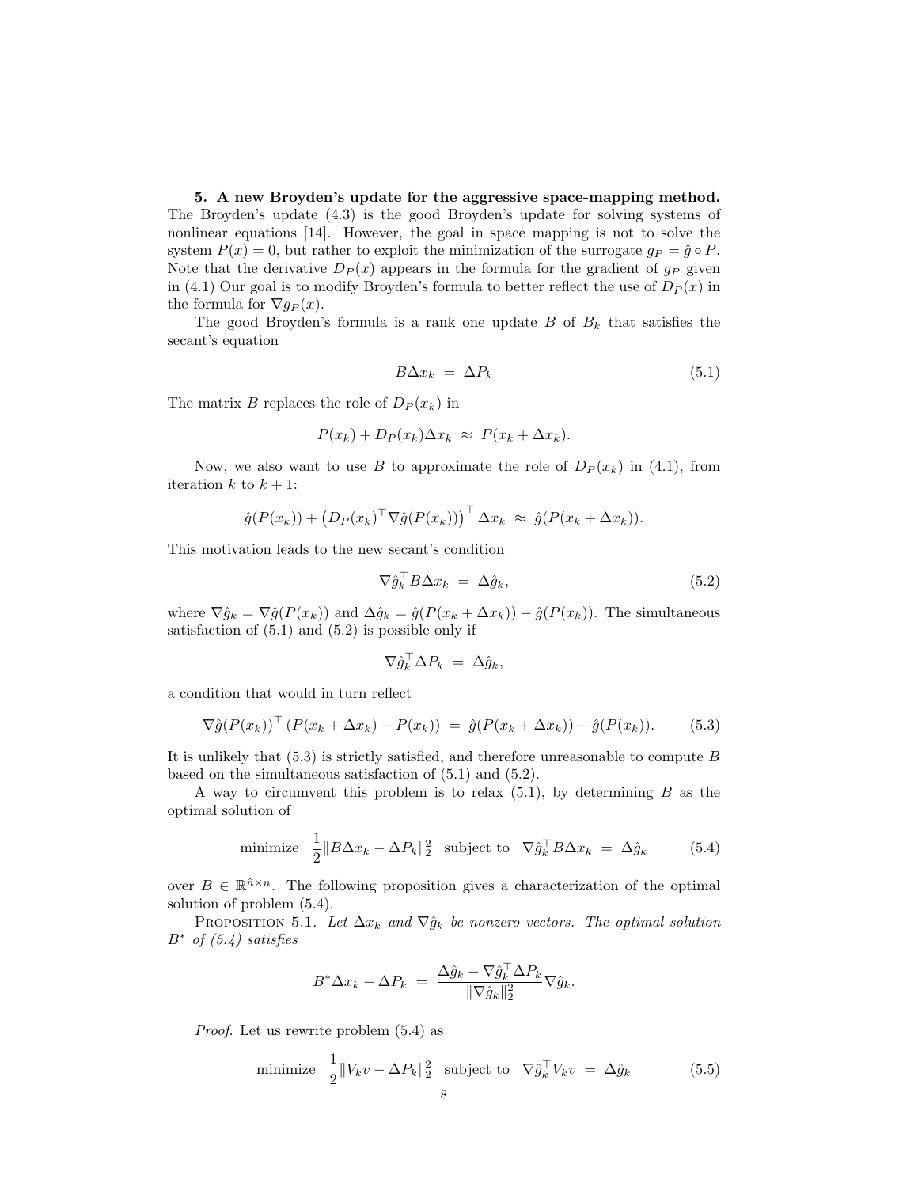**5. A new Broyden's update for the aggressive space-mapping method.** The Broyden's update (4.3) is the good Broyden's update for solving systems of nonlinear equations [14]. However, the goal in space mapping is not to solve the system $P(x) = 0$, but rather to exploit the minimization of the surrogate $g_P = \hat{g} \circ P$. Note that the derivative $D_P(x)$ appears in the formula for the gradient of $g_P$ given in (4.1) Our goal is to modify Broyden's formula to better reflect the use of $D_P(x)$ in the formula for $\nabla g_P(x)$.

The good Broyden's formula is a rank one update $B$ of $B_k$ that satisfies the secant's equation

$$B \Delta x_k \; = \; \Delta P_k \tag{5.1}$$

The matrix $B$ replaces the role of $D_P(x_k)$ in

$$P(x_k) + D_P(x_k)\Delta x_k \; \approx \; P(x_k + \Delta x_k).$$

Now, we also want to use $B$ to approximate the role of $D_P(x_k)$ in (4.1), from iteration $k$ to $k+1$:

$$\hat{g}(P(x_k)) + \left(D_P(x_k)^\top \nabla \hat{g}(P(x_k))\right)^\top \Delta x_k \; \approx \; \hat{g}(P(x_k + \Delta x_k)).$$

This motivation leads to the new secant's condition

$$\nabla \hat{g}_k^\top B \Delta x_k \; = \; \Delta \hat{g}_k, \tag{5.2}$$

where $\nabla \hat{g}_k = \nabla \hat{g}(P(x_k))$ and $\Delta \hat{g}_k = \hat{g}(P(x_k + \Delta x_k)) - \hat{g}(P(x_k))$. The simultaneous satisfaction of (5.1) and (5.2) is possible only if

$$\nabla \hat{g}_k^\top \Delta P_k \; = \; \Delta \hat{g}_k,$$

a condition that would in turn reflect

$$\nabla \hat{g}(P(x_k))^\top \left(P(x_k + \Delta x_k) - P(x_k)\right) \; = \; \hat{g}(P(x_k + \Delta x_k)) - \hat{g}(P(x_k)). \tag{5.3}$$

It is unlikely that (5.3) is strictly satisfied, and therefore unreasonable to compute $B$ based on the simultaneous satisfaction of (5.1) and (5.2).

A way to circumvent this problem is to relax (5.1), by determining $B$ as the optimal solution of

$$\text{minimize} \quad \frac{1}{2}\|B\Delta x_k - \Delta P_k\|_2^2 \quad \text{subject to} \quad \nabla \hat{g}_k^\top B \Delta x_k \; = \; \Delta \hat{g}_k \tag{5.4}$$

over $B \in \mathbb{R}^{\hat{n} \times n}$. The following proposition gives a characterization of the optimal solution of problem (5.4).

PROPOSITION 5.1. *Let $\Delta x_k$ and $\nabla \hat{g}_k$ be nonzero vectors. The optimal solution $B^*$ of (5.4) satisfies*

$$B^* \Delta x_k - \Delta P_k \; = \; \frac{\Delta \hat{g}_k - \nabla \hat{g}_k^\top \Delta P_k}{\|\nabla \hat{g}_k\|_2^2} \nabla \hat{g}_k.$$

*Proof.* Let us rewrite problem (5.4) as

$$\text{minimize} \quad \frac{1}{2}\|V_k v - \Delta P_k\|_2^2 \quad \text{subject to} \quad \nabla \hat{g}_k^\top V_k v \; = \; \Delta \hat{g}_k \tag{5.5}$$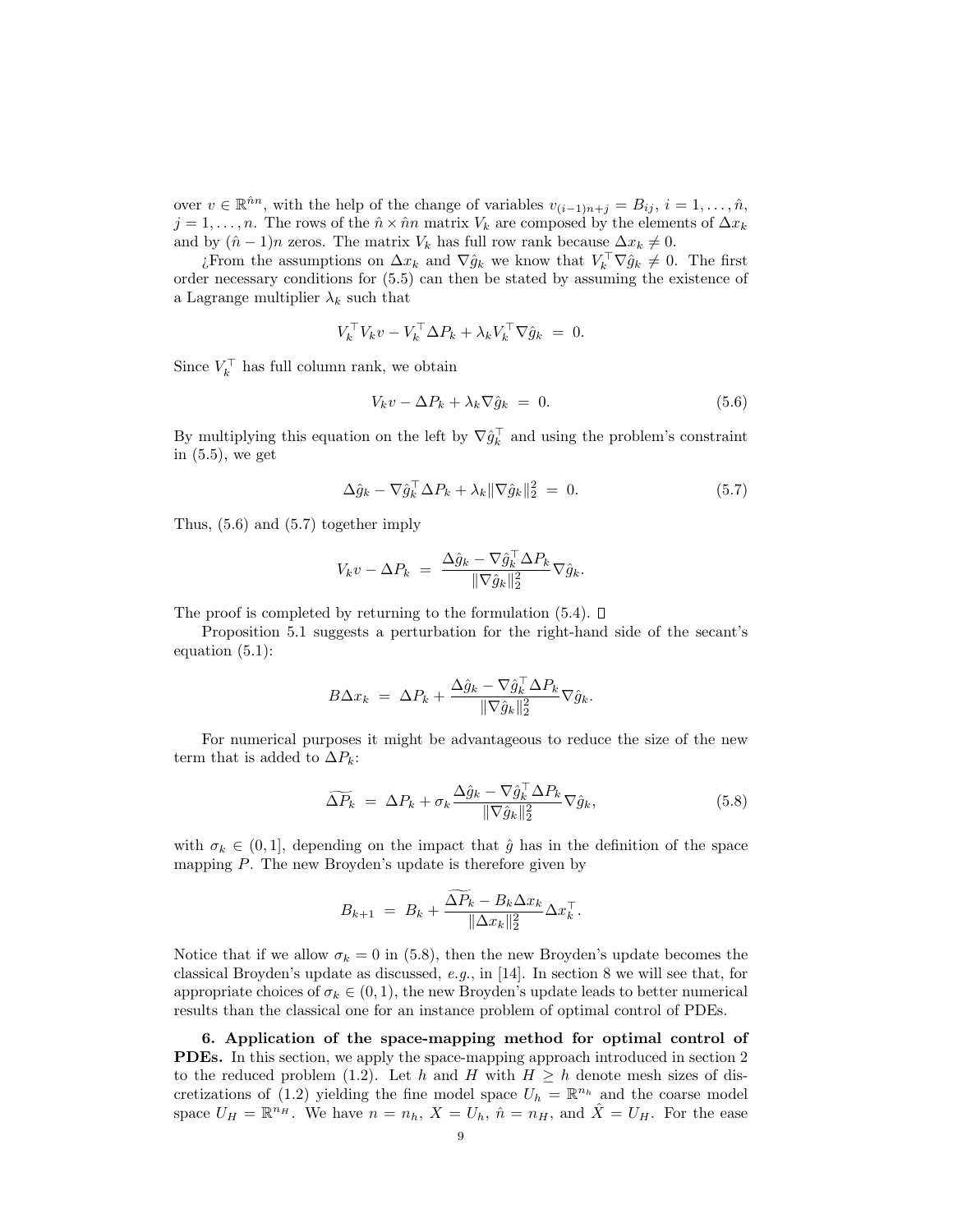over $v \in \mathbb{R}^{\hat{n}n}$, with the help of the change of variables $v_{(i-1)n+j} = B_{ij}$, $i = 1, \ldots, \hat{n}$, $j = 1, \ldots, n$. The rows of the $\hat{n} \times \hat{n}n$ matrix $V_k$ are composed by the elements of $\Delta x_k$ and by $(\hat{n}-1)n$ zeros. The matrix $V_k$ has full row rank because $\Delta x_k \neq 0$.

¿From the assumptions on $\Delta x_k$ and $\nabla \hat{g}_k$ we know that $V_k^\top \nabla \hat{g}_k \neq 0$. The first order necessary conditions for (5.5) can then be stated by assuming the existence of a Lagrange multiplier $\lambda_k$ such that

$$V_k^\top V_k v - V_k^\top \Delta P_k + \lambda_k V_k^\top \nabla \hat{g}_k \; = \; 0.$$

Since $V_k^\top$ has full column rank, we obtain

$$V_k v - \Delta P_k + \lambda_k \nabla \hat{g}_k \; = \; 0. \tag{5.6}$$

By multiplying this equation on the left by $\nabla \hat{g}_k^\top$ and using the problem's constraint in (5.5), we get

$$\Delta \hat{g}_k - \nabla \hat{g}_k^\top \Delta P_k + \lambda_k \|\nabla \hat{g}_k\|_2^2 \; = \; 0. \tag{5.7}$$

Thus, (5.6) and (5.7) together imply

$$V_k v - \Delta P_k \; = \; \frac{\Delta \hat{g}_k - \nabla \hat{g}_k^\top \Delta P_k}{\|\nabla \hat{g}_k\|_2^2} \nabla \hat{g}_k.$$

The proof is completed by returning to the formulation (5.4). □

Proposition 5.1 suggests a perturbation for the right-hand side of the secant's equation (5.1):

$$B \Delta x_k \; = \; \Delta P_k + \frac{\Delta \hat{g}_k - \nabla \hat{g}_k^\top \Delta P_k}{\|\nabla \hat{g}_k\|_2^2} \nabla \hat{g}_k.$$

For numerical purposes it might be advantageous to reduce the size of the new term that is added to $\Delta P_k$:

$$\widetilde{\Delta P_k} \; = \; \Delta P_k + \sigma_k \frac{\Delta \hat{g}_k - \nabla \hat{g}_k^\top \Delta P_k}{\|\nabla \hat{g}_k\|_2^2} \nabla \hat{g}_k, \tag{5.8}$$

with $\sigma_k \in (0, 1]$, depending on the impact that $\hat{g}$ has in the definition of the space mapping $P$. The new Broyden's update is therefore given by

$$B_{k+1} \; = \; B_k + \frac{\widetilde{\Delta P_k} - B_k \Delta x_k}{\|\Delta x_k\|_2^2} \Delta x_k^\top.$$

Notice that if we allow $\sigma_k = 0$ in (5.8), then the new Broyden's update becomes the classical Broyden's update as discussed, *e.g.*, in [14]. In section 8 we will see that, for appropriate choices of $\sigma_k \in (0, 1)$, the new Broyden's update leads to better numerical results than the classical one for an instance problem of optimal control of PDEs.

## 6. Application of the space-mapping method for optimal control of PDEs.

In this section, we apply the space-mapping approach introduced in section 2 to the reduced problem (1.2). Let $h$ and $H$ with $H \geq h$ denote mesh sizes of discretizations of (1.2) yielding the fine model space $U_h = \mathbb{R}^{n_h}$ and the coarse model space $U_H = \mathbb{R}^{n_H}$. We have $n = n_h$, $X = U_h$, $\hat{n} = n_H$, and $\hat{X} = U_H$. For the ease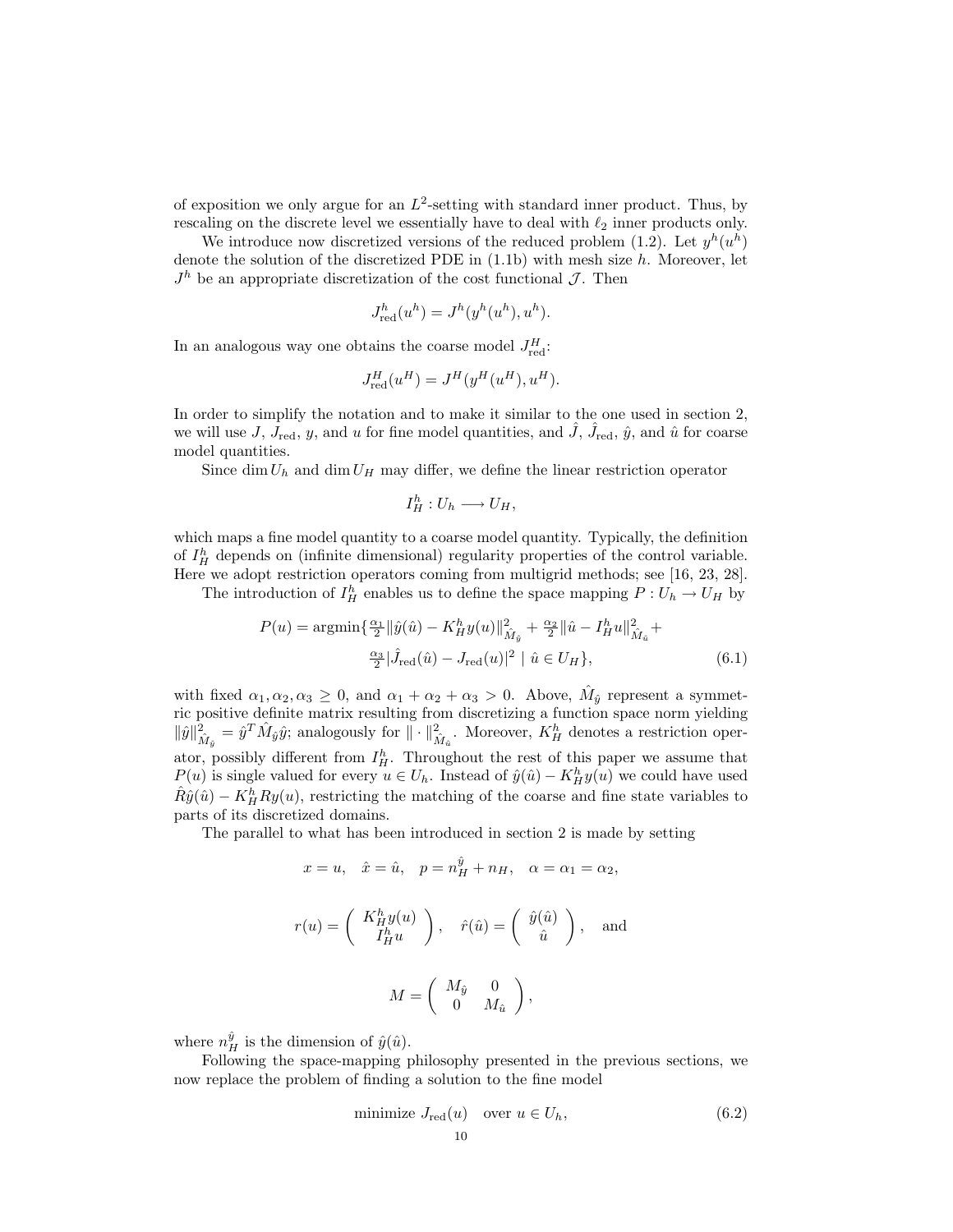of exposition we only argue for an $L^2$-setting with standard inner product. Thus, by rescaling on the discrete level we essentially have to deal with $\ell_2$ inner products only.

We introduce now discretized versions of the reduced problem (1.2). Let $y^h(u^h)$ denote the solution of the discretized PDE in (1.1b) with mesh size $h$. Moreover, let $J^h$ be an appropriate discretization of the cost functional $\mathcal{J}$. Then

$$J^h_{\text{red}}(u^h) = J^h(y^h(u^h), u^h).$$

In an analogous way one obtains the coarse model $J^H_{\text{red}}$:

$$J^H_{\text{red}}(u^H) = J^H(y^H(u^H), u^H).$$

In order to simplify the notation and to make it similar to the one used in section 2, we will use $J$, $J_{\text{red}}$, $y$, and $u$ for fine model quantities, and $\hat{J}$, $\hat{J}_{\text{red}}$, $\hat{y}$, and $\hat{u}$ for coarse model quantities.

Since $\dim U_h$ and $\dim U_H$ may differ, we define the linear restriction operator

$$I^h_H : U_h \longrightarrow U_H,$$

which maps a fine model quantity to a coarse model quantity. Typically, the definition of $I^h_H$ depends on (infinite dimensional) regularity properties of the control variable. Here we adopt restriction operators coming from multigrid methods; see [16, 23, 28].

The introduction of $I^h_H$ enables us to define the space mapping $P : U_h \to U_H$ by

$$\begin{aligned} P(u) = \operatorname{argmin}\{ &\tfrac{\alpha_1}{2}\|\hat{y}(\hat{u}) - K^h_H y(u)\|^2_{\hat{M}_{\hat{y}}} + \tfrac{\alpha_2}{2}\|\hat{u} - I^h_H u\|^2_{\hat{M}_{\hat{u}}} + \\ &\tfrac{\alpha_3}{2}|\hat{J}_{\text{red}}(\hat{u}) - J_{\text{red}}(u)|^2 \mid \hat{u} \in U_H\}, \end{aligned} \tag{6.1}$$

with fixed $\alpha_1, \alpha_2, \alpha_3 \geq 0$, and $\alpha_1 + \alpha_2 + \alpha_3 > 0$. Above, $\hat{M}_{\hat{y}}$ represent a symmetric positive definite matrix resulting from discretizing a function space norm yielding $\|\hat{y}\|^2_{\hat{M}_{\hat{y}}} = \hat{y}^T \hat{M}_{\hat{y}} \hat{y}$; analogously for $\|\cdot\|^2_{\hat{M}_{\hat{u}}}$. Moreover, $K^h_H$ denotes a restriction operator, possibly different from $I^h_H$. Throughout the rest of this paper we assume that $P(u)$ is single valued for every $u \in U_h$. Instead of $\hat{y}(\hat{u}) - K^h_H y(u)$ we could have used $\hat{R}\hat{y}(\hat{u}) - K^h_H R y(u)$, restricting the matching of the coarse and fine state variables to parts of its discretized domains.

The parallel to what has been introduced in section 2 is made by setting

$$x = u, \quad \hat{x} = \hat{u}, \quad p = n^{\hat{y}}_H + n_H, \quad \alpha = \alpha_1 = \alpha_2,$$

$$r(u) = \begin{pmatrix} K^h_H y(u) \\ I^h_H u \end{pmatrix}, \quad \hat{r}(\hat{u}) = \begin{pmatrix} \hat{y}(\hat{u}) \\ \hat{u} \end{pmatrix}, \quad \text{and}$$

$$M = \begin{pmatrix} M_{\hat{y}} & 0 \\ 0 & M_{\hat{u}} \end{pmatrix},$$

where $n^{\hat{y}}_H$ is the dimension of $\hat{y}(\hat{u})$.

Following the space-mapping philosophy presented in the previous sections, we now replace the problem of finding a solution to the fine model

$$\text{minimize } J_{\text{red}}(u) \quad \text{over } u \in U_h, \tag{6.2}$$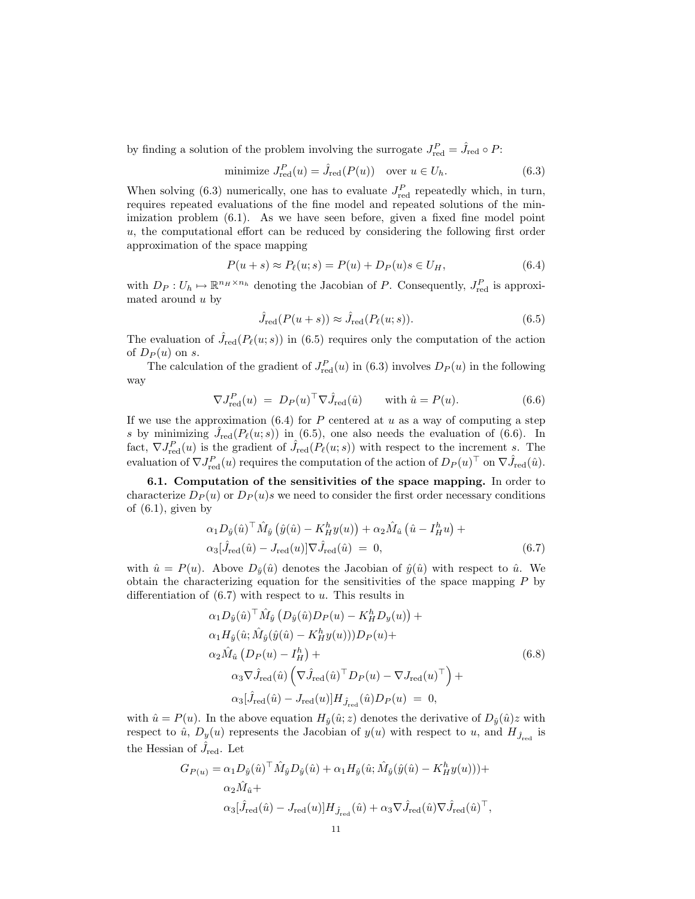by finding a solution of the problem involving the surrogate $J_{\rm red}^P = \hat{J}_{\rm red} \circ P$:

$$\text{minimize } J_{\rm red}^P(u) = \hat{J}_{\rm red}(P(u)) \quad \text{over } u \in U_h. \tag{6.3}$$

When solving (6.3) numerically, one has to evaluate $J_{\rm red}^P$ repeatedly which, in turn, requires repeated evaluations of the fine model and repeated solutions of the minimization problem (6.1). As we have seen before, given a fixed fine model point $u$, the computational effort can be reduced by considering the following first order approximation of the space mapping

$$P(u+s) \approx P_\ell(u;s) = P(u) + D_P(u)s \in U_H, \tag{6.4}$$

with $D_P : U_h \mapsto \mathbb{R}^{n_H \times n_h}$ denoting the Jacobian of $P$. Consequently, $J_{\rm red}^P$ is approximated around $u$ by

$$\hat{J}_{\rm red}(P(u+s)) \approx \hat{J}_{\rm red}(P_\ell(u;s)). \tag{6.5}$$

The evaluation of $\hat{J}_{\rm red}(P_\ell(u;s))$ in (6.5) requires only the computation of the action of $D_P(u)$ on $s$.

The calculation of the gradient of $J_{\rm red}^P(u)$ in (6.3) involves $D_P(u)$ in the following way

$$\nabla J_{\rm red}^P(u) \; = \; D_P(u)^\top \nabla \hat{J}_{\rm red}(\hat{u}) \qquad \text{with } \hat{u} = P(u). \tag{6.6}$$

If we use the approximation (6.4) for $P$ centered at $u$ as a way of computing a step $s$ by minimizing $\hat{J}_{\rm red}(P_\ell(u;s))$ in (6.5), one also needs the evaluation of (6.6). In fact, $\nabla J_{\rm red}^P(u)$ is the gradient of $\hat{J}_{\rm red}(P_\ell(u;s))$ with respect to the increment $s$. The evaluation of $\nabla J_{\rm red}^P(u)$ requires the computation of the action of $D_P(u)^\top$ on $\nabla \hat{J}_{\rm red}(\hat{u})$.

**6.1. Computation of the sensitivities of the space mapping.** In order to characterize $D_P(u)$ or $D_P(u)s$ we need to consider the first order necessary conditions of (6.1), given by

$$\begin{aligned}
&\alpha_1 D_{\hat{y}}(\hat{u})^\top \hat{M}_{\hat{y}} \left(\hat{y}(\hat{u}) - K_H^h y(u)\right) + \alpha_2 \hat{M}_{\hat{u}} \left(\hat{u} - I_H^h u\right) + \\
&\alpha_3 [\hat{J}_{\rm red}(\hat{u}) - J_{\rm red}(u)] \nabla \hat{J}_{\rm red}(\hat{u}) \; = \; 0,
\end{aligned} \tag{6.7}$$

with $\hat{u} = P(u)$. Above $D_{\hat{y}}(\hat{u})$ denotes the Jacobian of $\hat{y}(\hat{u})$ with respect to $\hat{u}$. We obtain the characterizing equation for the sensitivities of the space mapping $P$ by differentiation of (6.7) with respect to $u$. This results in

$$\begin{aligned}
&\alpha_1 D_{\hat{y}}(\hat{u})^\top \hat{M}_{\hat{y}} \left(D_{\hat{y}}(\hat{u}) D_P(u) - K_H^h D_y(u)\right) + \\
&\alpha_1 H_{\hat{y}}(\hat{u}; \hat{M}_{\hat{y}}(\hat{y}(\hat{u}) - K_H^h y(u))) D_P(u) + \\
&\alpha_2 \hat{M}_{\hat{u}} \left(D_P(u) - I_H^h\right) + \\
&\qquad \alpha_3 \nabla \hat{J}_{\rm red}(\hat{u}) \left(\nabla \hat{J}_{\rm red}(\hat{u})^\top D_P(u) - \nabla J_{\rm red}(u)^\top\right) + \\
&\qquad \alpha_3 [\hat{J}_{\rm red}(\hat{u}) - J_{\rm red}(u)] H_{\hat{J}_{\rm red}}(\hat{u}) D_P(u) \; = \; 0,
\end{aligned} \tag{6.8}$$

with $\hat{u} = P(u)$. In the above equation $H_{\hat{y}}(\hat{u}; z)$ denotes the derivative of $D_{\hat{y}}(\hat{u})z$ with respect to $\hat{u}$, $D_y(u)$ represents the Jacobian of $y(u)$ with respect to $u$, and $H_{\hat{J}_{\rm red}}$ is the Hessian of $\hat{J}_{\rm red}$. Let

$$\begin{aligned}
G_{P(u)} = {} & \alpha_1 D_{\hat{y}}(\hat{u})^\top \hat{M}_{\hat{y}} D_{\hat{y}}(\hat{u}) + \alpha_1 H_{\hat{y}}(\hat{u}; \hat{M}_{\hat{y}}(\hat{y}(\hat{u}) - K_H^h y(u))) + \\
& \alpha_2 \hat{M}_{\hat{u}} + \\
& \alpha_3 [\hat{J}_{\rm red}(\hat{u}) - J_{\rm red}(u)] H_{\hat{J}_{\rm red}}(\hat{u}) + \alpha_3 \nabla \hat{J}_{\rm red}(\hat{u}) \nabla \hat{J}_{\rm red}(\hat{u})^\top,
\end{aligned}$$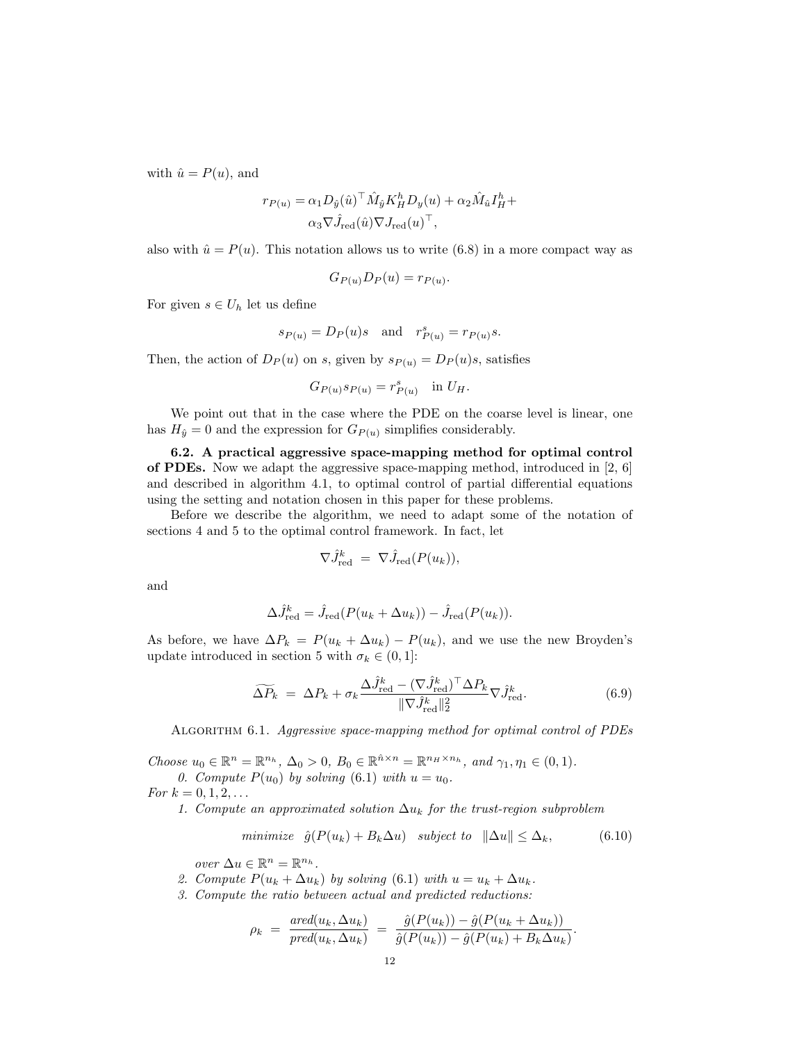with $\hat{u} = P(u)$, and

$$r_{P(u)} = \alpha_1 D_{\hat{y}}(\hat{u})^\top \hat{M}_{\hat{y}} K_H^h D_y(u) + \alpha_2 \hat{M}_{\hat{u}} I_H^h + \alpha_3 \nabla \hat{J}_{\text{red}}(\hat{u}) \nabla J_{\text{red}}(u)^\top,$$

also with $\hat{u} = P(u)$. This notation allows us to write (6.8) in a more compact way as

$$G_{P(u)} D_P(u) = r_{P(u)}.$$

For given $s \in U_h$ let us define

$$s_{P(u)} = D_P(u)s \quad \text{and} \quad r^s_{P(u)} = r_{P(u)} s.$$

Then, the action of $D_P(u)$ on $s$, given by $s_{P(u)} = D_P(u)s$, satisfies

$$G_{P(u)} s_{P(u)} = r^s_{P(u)} \quad \text{in } U_H.$$

We point out that in the case where the PDE on the coarse level is linear, one has $H_{\hat{y}} = 0$ and the expression for $G_{P(u)}$ simplifies considerably.

**6.2. A practical aggressive space-mapping method for optimal control of PDEs.** Now we adapt the aggressive space-mapping method, introduced in [2, 6] and described in algorithm 4.1, to optimal control of partial differential equations using the setting and notation chosen in this paper for these problems.

Before we describe the algorithm, we need to adapt some of the notation of sections 4 and 5 to the optimal control framework. In fact, let

$$\nabla \hat{J}^k_{\text{red}} \;=\; \nabla \hat{J}_{\text{red}}(P(u_k)),$$

and

$$\Delta \hat{J}^k_{\text{red}} = \hat{J}_{\text{red}}(P(u_k + \Delta u_k)) - \hat{J}_{\text{red}}(P(u_k)).$$

As before, we have $\Delta P_k = P(u_k + \Delta u_k) - P(u_k)$, and we use the new Broyden's update introduced in section 5 with $\sigma_k \in (0, 1]$:

$$\widetilde{\Delta P_k} \;=\; \Delta P_k + \sigma_k \frac{\Delta \hat{J}^k_{\text{red}} - (\nabla \hat{J}^k_{\text{red}})^\top \Delta P_k}{\|\nabla \hat{J}^k_{\text{red}}\|_2^2} \nabla \hat{J}^k_{\text{red}}. \tag{6.9}$$

Algorithm 6.1. *Aggressive space-mapping method for optimal control of PDEs*

*Choose* $u_0 \in \mathbb{R}^n = \mathbb{R}^{n_h}$, $\Delta_0 > 0$, $B_0 \in \mathbb{R}^{\hat{n} \times n} = \mathbb{R}^{n_H \times n_h}$, *and* $\gamma_1, \eta_1 \in (0, 1)$.

*0. Compute* $P(u_0)$ *by solving* (6.1) *with* $u = u_0$.

*For* $k = 0, 1, 2, \ldots$

*1. Compute an approximated solution* $\Delta u_k$ *for the trust-region subproblem*

$$\textit{minimize} \quad \hat{g}(P(u_k) + B_k \Delta u) \quad \textit{subject to} \quad \|\Delta u\| \le \Delta_k, \tag{6.10}$$

*over* $\Delta u \in \mathbb{R}^n = \mathbb{R}^{n_h}$.

*2. Compute* $P(u_k + \Delta u_k)$ *by solving* (6.1) *with* $u = u_k + \Delta u_k$.

*3. Compute the ratio between actual and predicted reductions:*

$$\rho_k \;=\; \frac{ared(u_k, \Delta u_k)}{pred(u_k, \Delta u_k)} \;=\; \frac{\hat{g}(P(u_k)) - \hat{g}(P(u_k + \Delta u_k))}{\hat{g}(P(u_k)) - \hat{g}(P(u_k) + B_k \Delta u_k)}.$$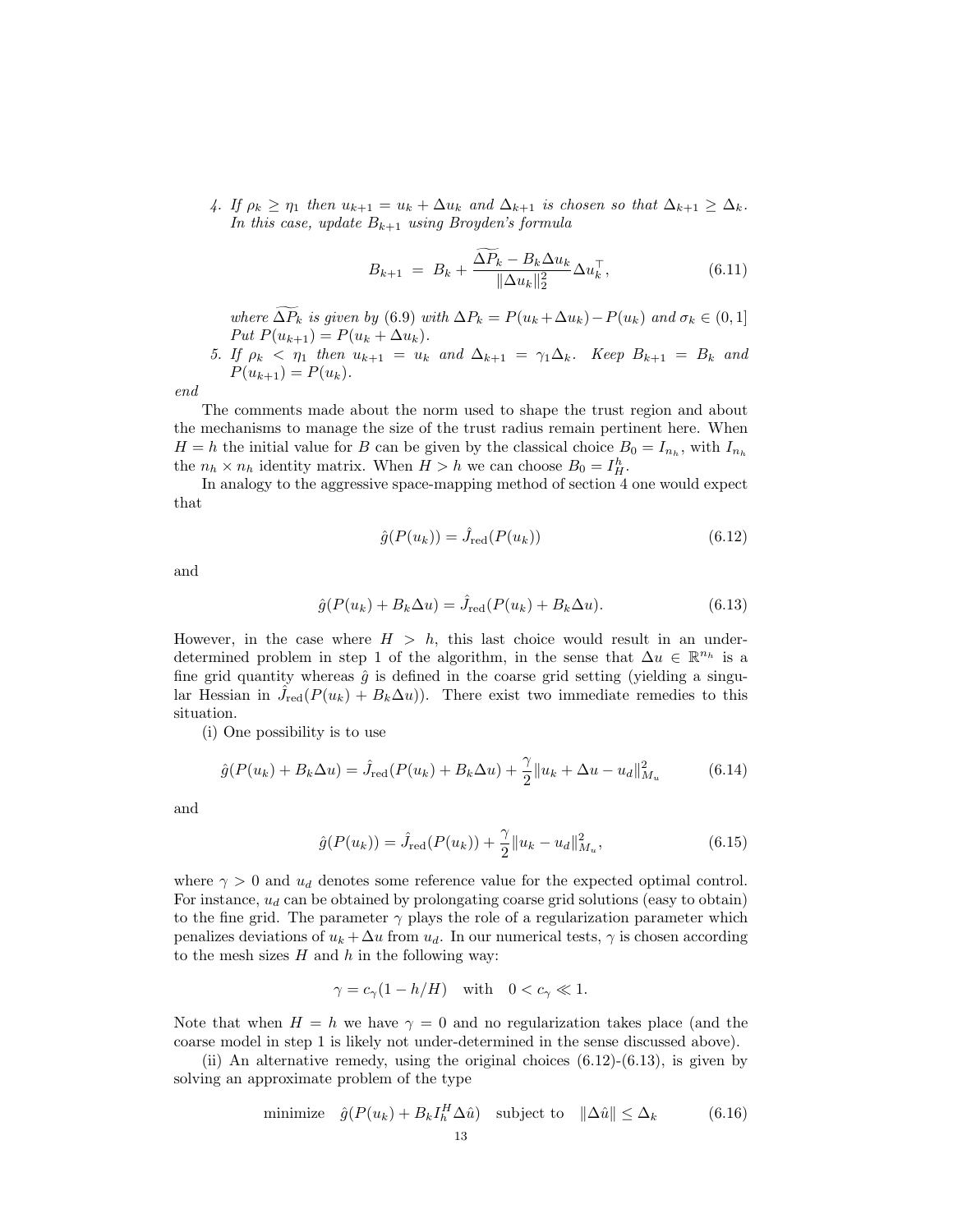4. *If $\rho_k \geq \eta_1$ then $u_{k+1} = u_k + \Delta u_k$ and $\Delta_{k+1}$ is chosen so that $\Delta_{k+1} \geq \Delta_k$. In this case, update $B_{k+1}$ using Broyden's formula*

$$B_{k+1} \;=\; B_k + \frac{\widetilde{\Delta P_k} - B_k \Delta u_k}{\|\Delta u_k\|_2^2} \Delta u_k^\top, \tag{6.11}$$

*where $\widetilde{\Delta P_k}$ is given by (6.9) with $\Delta P_k = P(u_k + \Delta u_k) - P(u_k)$ and $\sigma_k \in (0, 1]$ Put $P(u_{k+1}) = P(u_k + \Delta u_k)$.*

5. *If $\rho_k < \eta_1$ then $u_{k+1} = u_k$ and $\Delta_{k+1} = \gamma_1 \Delta_k$. Keep $B_{k+1} = B_k$ and $P(u_{k+1}) = P(u_k)$.*

*end*

The comments made about the norm used to shape the trust region and about the mechanisms to manage the size of the trust radius remain pertinent here. When $H = h$ the initial value for $B$ can be given by the classical choice $B_0 = I_{n_h}$, with $I_{n_h}$ the $n_h \times n_h$ identity matrix. When $H > h$ we can choose $B_0 = I_H^h$.

In analogy to the aggressive space-mapping method of section 4 one would expect that

$$\hat{g}(P(u_k)) = \hat{J}_{\mathrm{red}}(P(u_k)) \tag{6.12}$$

and

$$\hat{g}(P(u_k) + B_k \Delta u) = \hat{J}_{\mathrm{red}}(P(u_k) + B_k \Delta u). \tag{6.13}$$

However, in the case where $H > h$, this last choice would result in an underdetermined problem in step 1 of the algorithm, in the sense that $\Delta u \in \mathbb{R}^{n_h}$ is a fine grid quantity whereas $\hat{g}$ is defined in the coarse grid setting (yielding a singular Hessian in $\hat{J}_{\mathrm{red}}(P(u_k) + B_k \Delta u)$). There exist two immediate remedies to this situation.

(i) One possibility is to use

$$\hat{g}(P(u_k) + B_k \Delta u) = \hat{J}_{\mathrm{red}}(P(u_k) + B_k \Delta u) + \frac{\gamma}{2} \|u_k + \Delta u - u_d\|_{M_u}^2 \tag{6.14}$$

and

$$\hat{g}(P(u_k)) = \hat{J}_{\mathrm{red}}(P(u_k)) + \frac{\gamma}{2} \|u_k - u_d\|_{M_u}^2, \tag{6.15}$$

where $\gamma > 0$ and $u_d$ denotes some reference value for the expected optimal control. For instance, $u_d$ can be obtained by prolongating coarse grid solutions (easy to obtain) to the fine grid. The parameter $\gamma$ plays the role of a regularization parameter which penalizes deviations of $u_k + \Delta u$ from $u_d$. In our numerical tests, $\gamma$ is chosen according to the mesh sizes $H$ and $h$ in the following way:

$$\gamma = c_\gamma (1 - h/H) \quad \text{with} \quad 0 < c_\gamma \ll 1.$$

Note that when $H = h$ we have $\gamma = 0$ and no regularization takes place (and the coarse model in step 1 is likely not under-determined in the sense discussed above).

(ii) An alternative remedy, using the original choices (6.12)-(6.13), is given by solving an approximate problem of the type

$$\text{minimize} \quad \hat{g}(P(u_k) + B_k I_h^H \Delta \hat{u}) \quad \text{subject to} \quad \|\Delta \hat{u}\| \leq \Delta_k \tag{6.16}$$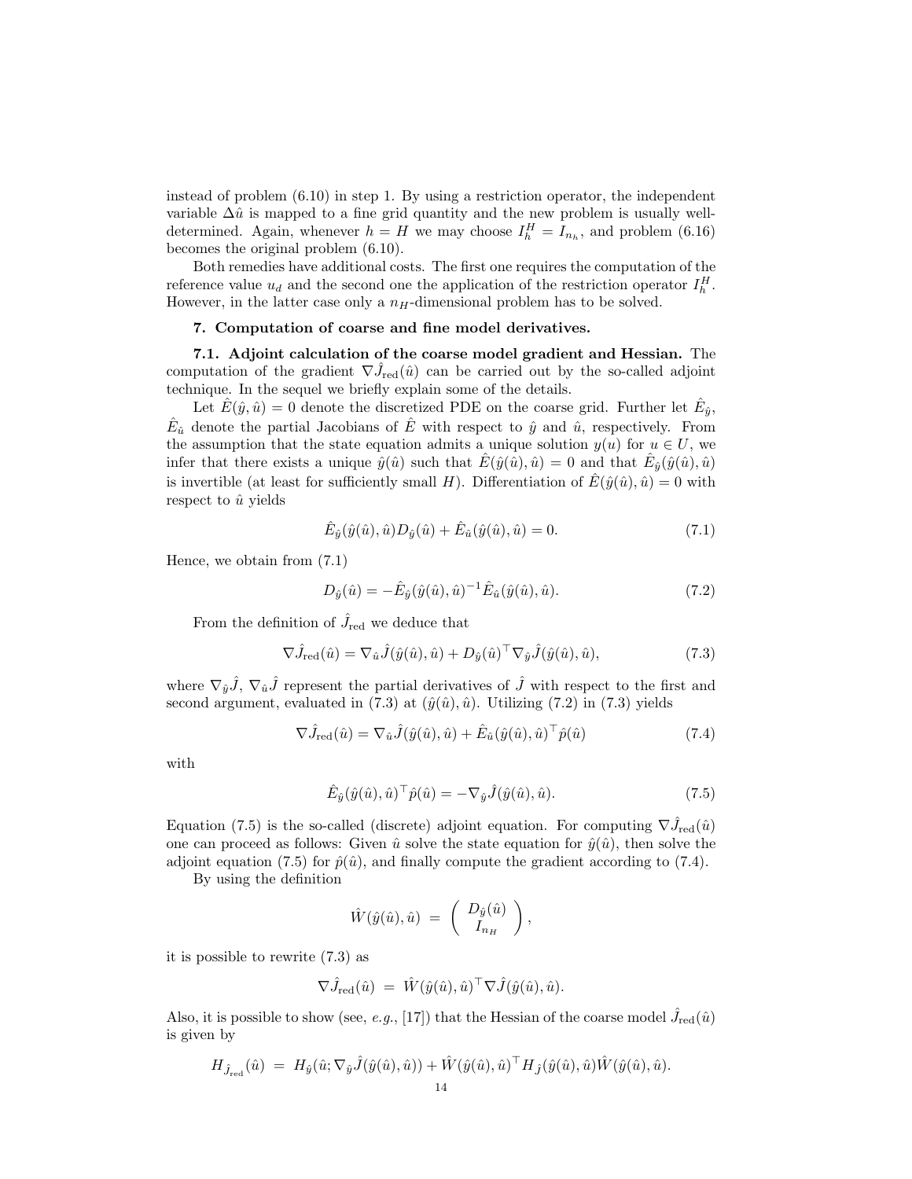instead of problem (6.10) in step 1. By using a restriction operator, the independent variable $\Delta\hat{u}$ is mapped to a fine grid quantity and the new problem is usually well-determined. Again, whenever $h = H$ we may choose $I_h^H = I_{n_h}$, and problem (6.16) becomes the original problem (6.10).

Both remedies have additional costs. The first one requires the computation of the reference value $u_d$ and the second one the application of the restriction operator $I_h^H$. However, in the latter case only a $n_H$-dimensional problem has to be solved.

## 7. Computation of coarse and fine model derivatives.

**7.1. Adjoint calculation of the coarse model gradient and Hessian.** The computation of the gradient $\nabla\hat{J}_{\mathrm{red}}(\hat{u})$ can be carried out by the so-called adjoint technique. In the sequel we briefly explain some of the details.

Let $\hat{E}(\hat{y}, \hat{u}) = 0$ denote the discretized PDE on the coarse grid. Further let $\hat{E}_{\hat{y}}$, $\hat{E}_{\hat{u}}$ denote the partial Jacobians of $\hat{E}$ with respect to $\hat{y}$ and $\hat{u}$, respectively. From the assumption that the state equation admits a unique solution $y(u)$ for $u \in U$, we infer that there exists a unique $\hat{y}(\hat{u})$ such that $\hat{E}(\hat{y}(\hat{u}), \hat{u}) = 0$ and that $\hat{E}_{\hat{y}}(\hat{y}(\hat{u}), \hat{u})$ is invertible (at least for sufficiently small $H$). Differentiation of $\hat{E}(\hat{y}(\hat{u}), \hat{u}) = 0$ with respect to $\hat{u}$ yields

$$\hat{E}_{\hat{y}}(\hat{y}(\hat{u}), \hat{u}) D_{\hat{y}}(\hat{u}) + \hat{E}_{\hat{u}}(\hat{y}(\hat{u}), \hat{u}) = 0. \tag{7.1}$$

Hence, we obtain from (7.1)

$$D_{\hat{y}}(\hat{u}) = -\hat{E}_{\hat{y}}(\hat{y}(\hat{u}), \hat{u})^{-1} \hat{E}_{\hat{u}}(\hat{y}(\hat{u}), \hat{u}). \tag{7.2}$$

From the definition of $\hat{J}_{\mathrm{red}}$ we deduce that

$$\nabla\hat{J}_{\mathrm{red}}(\hat{u}) = \nabla_{\hat{u}}\hat{J}(\hat{y}(\hat{u}), \hat{u}) + D_{\hat{y}}(\hat{u})^\top \nabla_{\hat{y}}\hat{J}(\hat{y}(\hat{u}), \hat{u}), \tag{7.3}$$

where $\nabla_{\hat{y}}\hat{J}$, $\nabla_{\hat{u}}\hat{J}$ represent the partial derivatives of $\hat{J}$ with respect to the first and second argument, evaluated in (7.3) at $(\hat{y}(\hat{u}), \hat{u})$. Utilizing (7.2) in (7.3) yields

$$\nabla\hat{J}_{\mathrm{red}}(\hat{u}) = \nabla_{\hat{u}}\hat{J}(\hat{y}(\hat{u}), \hat{u}) + \hat{E}_{\hat{u}}(\hat{y}(\hat{u}), \hat{u})^\top \hat{p}(\hat{u}) \tag{7.4}$$

with

$$\hat{E}_{\hat{y}}(\hat{y}(\hat{u}), \hat{u})^\top \hat{p}(\hat{u}) = -\nabla_{\hat{y}}\hat{J}(\hat{y}(\hat{u}), \hat{u}). \tag{7.5}$$

Equation (7.5) is the so-called (discrete) adjoint equation. For computing $\nabla\hat{J}_{\mathrm{red}}(\hat{u})$ one can proceed as follows: Given $\hat{u}$ solve the state equation for $\hat{y}(\hat{u})$, then solve the adjoint equation (7.5) for $\hat{p}(\hat{u})$, and finally compute the gradient according to (7.4).

By using the definition

$$\hat{W}(\hat{y}(\hat{u}), \hat{u}) \;=\; \begin{pmatrix} D_{\hat{y}}(\hat{u}) \\ I_{n_H} \end{pmatrix},$$

it is possible to rewrite (7.3) as

$$\nabla\hat{J}_{\mathrm{red}}(\hat{u}) \;=\; \hat{W}(\hat{y}(\hat{u}), \hat{u})^\top \nabla\hat{J}(\hat{y}(\hat{u}), \hat{u}).$$

Also, it is possible to show (see, *e.g.*, [17]) that the Hessian of the coarse model $\hat{J}_{\mathrm{red}}(\hat{u})$ is given by

$$H_{\hat{J}_{\mathrm{red}}}(\hat{u}) \;=\; H_{\hat{y}}(\hat{u}; \nabla_{\hat{y}}\hat{J}(\hat{y}(\hat{u}), \hat{u})) + \hat{W}(\hat{y}(\hat{u}), \hat{u})^\top H_{\hat{J}}(\hat{y}(\hat{u}), \hat{u}) \hat{W}(\hat{y}(\hat{u}), \hat{u}).$$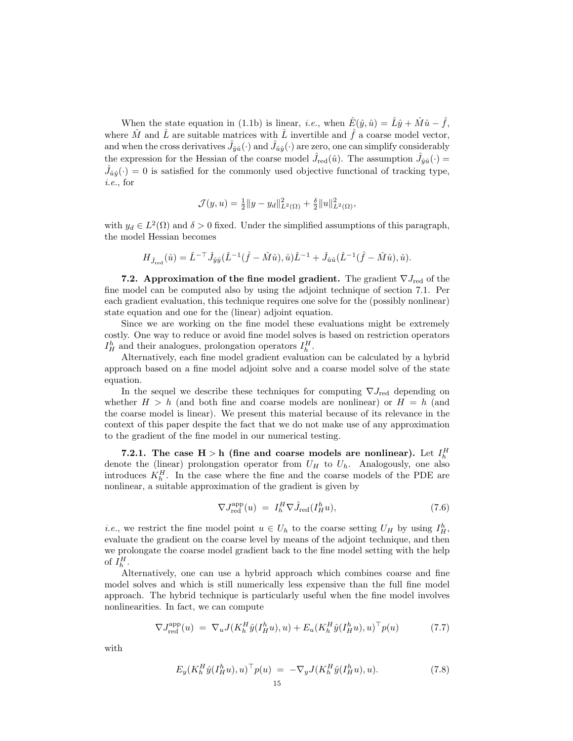When the state equation in (1.1b) is linear, *i.e.*, when $\hat{E}(\hat{y},\hat{u}) = \hat{L}\hat{y} + \hat{M}\hat{u} - \hat{f}$, where $\hat{M}$ and $\hat{L}$ are suitable matrices with $\hat{L}$ invertible and $\hat{f}$ a coarse model vector, and when the cross derivatives $\hat{J}_{\hat{y}\hat{u}}(\cdot)$ and $\hat{J}_{\hat{u}\hat{y}}(\cdot)$ are zero, one can simplify considerably the expression for the Hessian of the coarse model $\hat{J}_{\text{red}}(\hat{u})$. The assumption $\hat{J}_{\hat{y}\hat{u}}(\cdot) = \hat{J}_{\hat{u}\hat{y}}(\cdot) = 0$ is satisfied for the commonly used objective functional of tracking type, *i.e.*, for

$$\mathcal{J}(y,u) = \tfrac{1}{2}\|y - y_d\|^2_{L^2(\Omega)} + \tfrac{\delta}{2}\|u\|^2_{L^2(\Omega)},$$

with $y_d \in L^2(\Omega)$ and $\delta > 0$ fixed. Under the simplified assumptions of this paragraph, the model Hessian becomes

$$H_{\hat{J}_{\text{red}}}(\hat{u}) = \hat{L}^{-\top}\hat{J}_{\hat{y}\hat{y}}(\hat{L}^{-1}(\hat{f} - \hat{M}\hat{u}),\hat{u})\hat{L}^{-1} + \hat{J}_{\hat{u}\hat{u}}(\hat{L}^{-1}(\hat{f} - \hat{M}\hat{u}),\hat{u}).$$

**7.2. Approximation of the fine model gradient.** The gradient $\nabla J_{\text{red}}$ of the fine model can be computed also by using the adjoint technique of section 7.1. Per each gradient evaluation, this technique requires one solve for the (possibly nonlinear) state equation and one for the (linear) adjoint equation.

Since we are working on the fine model these evaluations might be extremely costly. One way to reduce or avoid fine model solves is based on restriction operators $I_H^h$ and their analogues, prolongation operators $I_h^H$.

Alternatively, each fine model gradient evaluation can be calculated by a hybrid approach based on a fine model adjoint solve and a coarse model solve of the state equation.

In the sequel we describe these techniques for computing $\nabla J_{\text{red}}$ depending on whether $H > h$ (and both fine and coarse models are nonlinear) or $H = h$ (and the coarse model is linear). We present this material because of its relevance in the context of this paper despite the fact that we do not make use of any approximation to the gradient of the fine model in our numerical testing.

**7.2.1. The case $\mathbf{H > h}$ (fine and coarse models are nonlinear).** Let $I_h^H$ denote the (linear) prolongation operator from $U_H$ to $U_h$. Analogously, one also introduces $K_h^H$. In the case where the fine and the coarse models of the PDE are nonlinear, a suitable approximation of the gradient is given by

$$\nabla J_{\text{red}}^{\text{app}}(u) \;=\; I_h^H \nabla \hat{J}_{\text{red}}(I_H^h u), \tag{7.6}$$

*i.e.*, we restrict the fine model point $u \in U_h$ to the coarse setting $U_H$ by using $I_H^h$, evaluate the gradient on the coarse level by means of the adjoint technique, and then we prolongate the coarse model gradient back to the fine model setting with the help of $I_h^H$.

Alternatively, one can use a hybrid approach which combines coarse and fine model solves and which is still numerically less expensive than the full fine model approach. The hybrid technique is particularly useful when the fine model involves nonlinearities. In fact, we can compute

$$\nabla J_{\text{red}}^{\text{app}}(u) \;=\; \nabla_u J(K_h^H \hat{y}(I_H^h u), u) + E_u(K_h^H \hat{y}(I_H^h u), u)^\top p(u) \tag{7.7}$$

with

$$E_y(K_h^H \hat{y}(I_H^h u), u)^\top p(u) \;=\; -\nabla_y J(K_h^H \hat{y}(I_H^h u), u). \tag{7.8}$$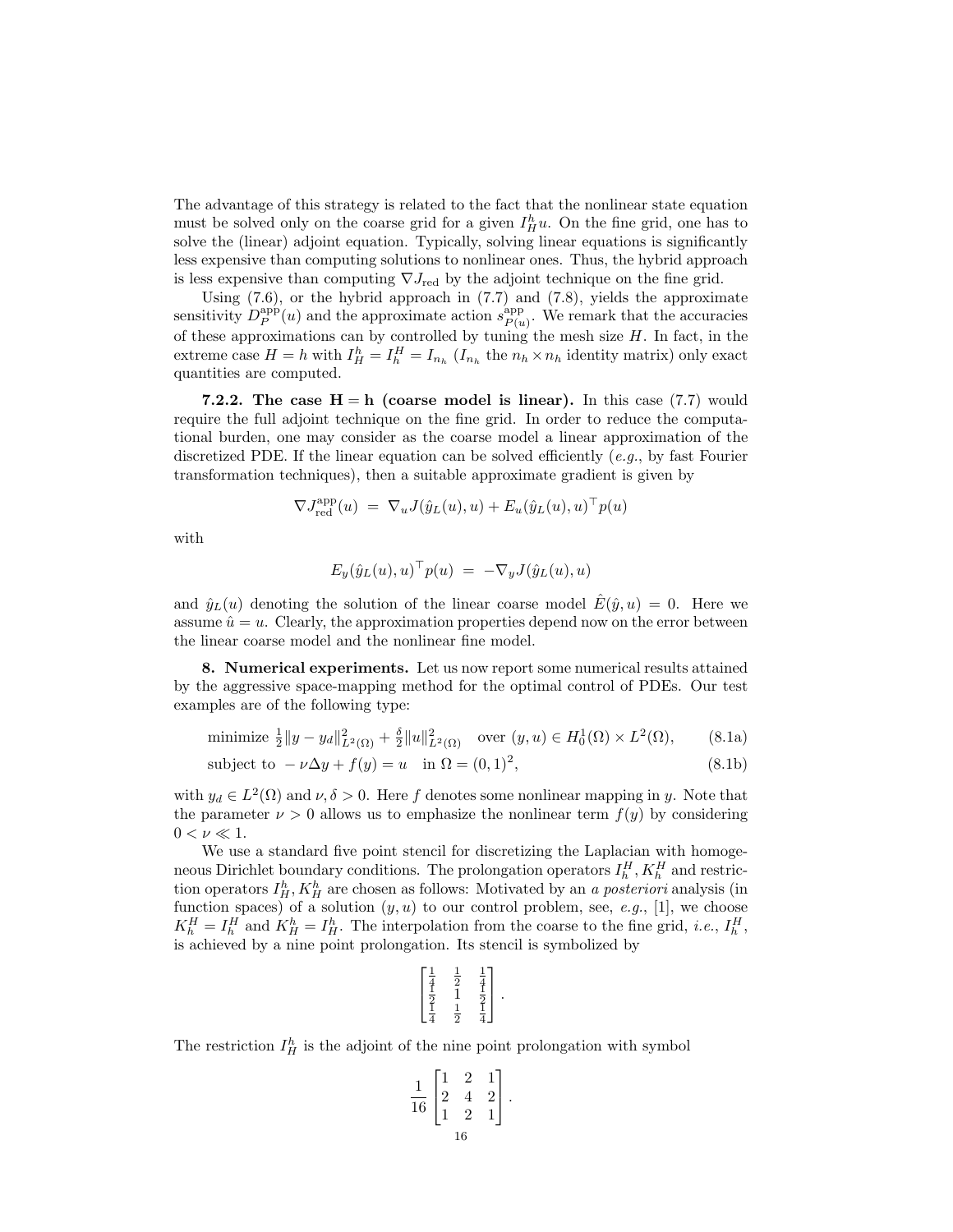The advantage of this strategy is related to the fact that the nonlinear state equation must be solved only on the coarse grid for a given $I_H^h u$. On the fine grid, one has to solve the (linear) adjoint equation. Typically, solving linear equations is significantly less expensive than computing solutions to nonlinear ones. Thus, the hybrid approach is less expensive than computing $\nabla J_{\text{red}}$ by the adjoint technique on the fine grid.

Using (7.6), or the hybrid approach in (7.7) and (7.8), yields the approximate sensitivity $D_P^{\text{app}}(u)$ and the approximate action $s_{P(u)}^{\text{app}}$. We remark that the accuracies of these approximations can by controlled by tuning the mesh size $H$. In fact, in the extreme case $H = h$ with $I_H^h = I_h^H = I_{n_h}$ ($I_{n_h}$ the $n_h \times n_h$ identity matrix) only exact quantities are computed.

**7.2.2. The case $\mathbf{H = h}$ (coarse model is linear).** In this case (7.7) would require the full adjoint technique on the fine grid. In order to reduce the computational burden, one may consider as the coarse model a linear approximation of the discretized PDE. If the linear equation can be solved efficiently (*e.g.*, by fast Fourier transformation techniques), then a suitable approximate gradient is given by

$$\nabla J_{\text{red}}^{\text{app}}(u) \;=\; \nabla_u J(\hat{y}_L(u), u) + E_u(\hat{y}_L(u), u)^\top p(u)$$

with

$$E_y(\hat{y}_L(u), u)^\top p(u) \;=\; -\nabla_y J(\hat{y}_L(u), u)$$

and $\hat{y}_L(u)$ denoting the solution of the linear coarse model $\hat{E}(\hat{y}, u) = 0$. Here we assume $\hat{u} = u$. Clearly, the approximation properties depend now on the error between the linear coarse model and the nonlinear fine model.

**8. Numerical experiments.** Let us now report some numerical results attained by the aggressive space-mapping method for the optimal control of PDEs. Our test examples are of the following type:

$$\text{minimize } \tfrac{1}{2}\|y - y_d\|_{L^2(\Omega)}^2 + \tfrac{\delta}{2}\|u\|_{L^2(\Omega)}^2 \quad \text{over } (y, u) \in H_0^1(\Omega) \times L^2(\Omega), \tag{8.1a}$$

$$\text{subject to } -\nu\Delta y + f(y) = u \quad \text{in } \Omega = (0,1)^2, \tag{8.1b}$$

with $y_d \in L^2(\Omega)$ and $\nu, \delta > 0$. Here $f$ denotes some nonlinear mapping in $y$. Note that the parameter $\nu > 0$ allows us to emphasize the nonlinear term $f(y)$ by considering $0 < \nu \ll 1$.

We use a standard five point stencil for discretizing the Laplacian with homogeneous Dirichlet boundary conditions. The prolongation operators $I_h^H, K_h^H$ and restriction operators $I_H^h, K_H^h$ are chosen as follows: Motivated by an *a posteriori* analysis (in function spaces) of a solution $(y, u)$ to our control problem, see, *e.g.*, [1], we choose $K_h^H = I_h^H$ and $K_H^h = I_H^h$. The interpolation from the coarse to the fine grid, *i.e.*, $I_h^H$, is achieved by a nine point prolongation. Its stencil is symbolized by

$$\begin{bmatrix} \frac{1}{4} & \frac{1}{2} & \frac{1}{4} \\ \frac{1}{2} & 1 & \frac{1}{2} \\ \frac{1}{4} & \frac{1}{2} & \frac{1}{4} \end{bmatrix}.$$

The restriction $I_H^h$ is the adjoint of the nine point prolongation with symbol

$$\frac{1}{16}\begin{bmatrix} 1 & 2 & 1 \\ 2 & 4 & 2 \\ 1 & 2 & 1 \end{bmatrix}.$$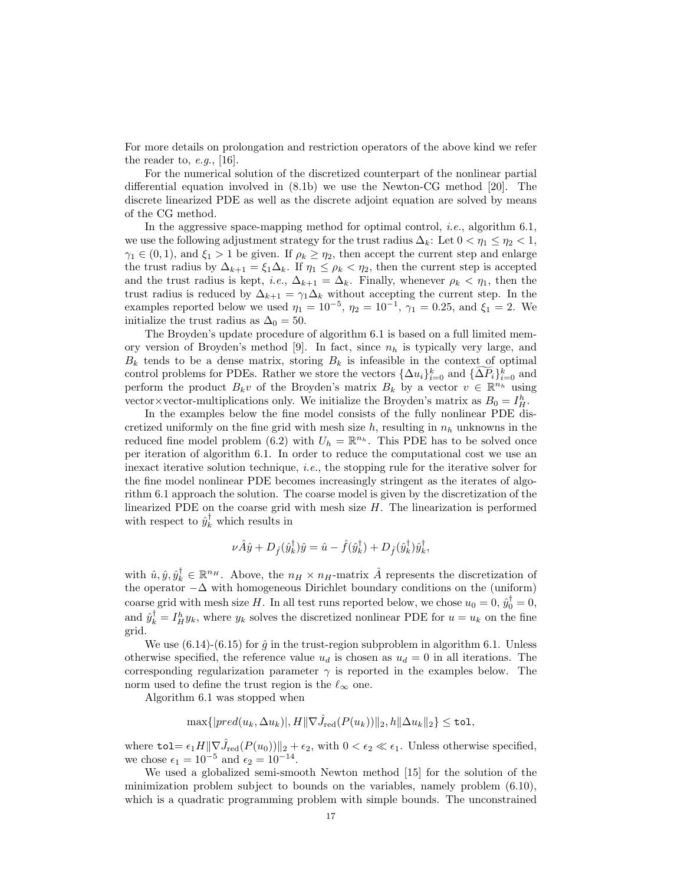For more details on prolongation and restriction operators of the above kind we refer the reader to, *e.g.*, [16].

For the numerical solution of the discretized counterpart of the nonlinear partial differential equation involved in (8.1b) we use the Newton-CG method [20]. The discrete linearized PDE as well as the discrete adjoint equation are solved by means of the CG method.

In the aggressive space-mapping method for optimal control, *i.e.*, algorithm 6.1, we use the following adjustment strategy for the trust radius $\Delta_k$: Let $0 < \eta_1 \leq \eta_2 < 1$, $\gamma_1 \in (0,1)$, and $\xi_1 > 1$ be given. If $\rho_k \geq \eta_2$, then accept the current step and enlarge the trust radius by $\Delta_{k+1} = \xi_1 \Delta_k$. If $\eta_1 \leq \rho_k < \eta_2$, then the current step is accepted and the trust radius is kept, *i.e.*, $\Delta_{k+1} = \Delta_k$. Finally, whenever $\rho_k < \eta_1$, then the trust radius is reduced by $\Delta_{k+1} = \gamma_1 \Delta_k$ without accepting the current step. In the examples reported below we used $\eta_1 = 10^{-5}$, $\eta_2 = 10^{-1}$, $\gamma_1 = 0.25$, and $\xi_1 = 2$. We initialize the trust radius as $\Delta_0 = 50$.

The Broyden's update procedure of algorithm 6.1 is based on a full limited memory version of Broyden's method [9]. In fact, since $n_h$ is typically very large, and $B_k$ tends to be a dense matrix, storing $B_k$ is infeasible in the context of optimal control problems for PDEs. Rather we store the vectors $\{\Delta u_i\}_{i=0}^k$ and $\{\widetilde{\Delta P}_i\}_{i=0}^k$ and perform the product $B_k v$ of the Broyden's matrix $B_k$ by a vector $v \in \mathbb{R}^{n_h}$ using vector×vector-multiplications only. We initialize the Broyden's matrix as $B_0 = I_H^h$.

In the examples below the fine model consists of the fully nonlinear PDE discretized uniformly on the fine grid with mesh size $h$, resulting in $n_h$ unknowns in the reduced fine model problem (6.2) with $U_h = \mathbb{R}^{n_h}$. This PDE has to be solved once per iteration of algorithm 6.1. In order to reduce the computational cost we use an inexact iterative solution technique, *i.e.*, the stopping rule for the iterative solver for the fine model nonlinear PDE becomes increasingly stringent as the iterates of algorithm 6.1 approach the solution. The coarse model is given by the discretization of the linearized PDE on the coarse grid with mesh size $H$. The linearization is performed with respect to $\hat{y}_k^\dagger$ which results in

$$\nu \hat{A}\hat{y} + D_{\hat{f}}(\hat{y}_k^\dagger)\hat{y} = \hat{u} - \hat{f}(\hat{y}_k^\dagger) + D_{\hat{f}}(\hat{y}_k^\dagger)\hat{y}_k^\dagger,$$

with $\hat{u}, \hat{y}, \hat{y}_k^\dagger \in \mathbb{R}^{n_H}$. Above, the $n_H \times n_H$-matrix $\hat{A}$ represents the discretization of the operator $-\Delta$ with homogeneous Dirichlet boundary conditions on the (uniform) coarse grid with mesh size $H$. In all test runs reported below, we chose $u_0 = 0$, $\hat{y}_0^\dagger = 0$, and $\hat{y}_k^\dagger = I_H^h y_k$, where $y_k$ solves the discretized nonlinear PDE for $u = u_k$ on the fine grid.

We use (6.14)-(6.15) for $\hat{g}$ in the trust-region subproblem in algorithm 6.1. Unless otherwise specified, the reference value $u_d$ is chosen as $u_d = 0$ in all iterations. The corresponding regularization parameter $\gamma$ is reported in the examples below. The norm used to define the trust region is the $\ell_\infty$ one.

Algorithm 6.1 was stopped when

$$\max\{|pred(u_k, \Delta u_k)|, H\|\nabla \hat{J}_{\text{red}}(P(u_k))\|_2, h\|\Delta u_k\|_2\} \leq \texttt{tol},$$

where $\texttt{tol} = \epsilon_1 H \|\nabla \hat{J}_{\text{red}}(P(u_0))\|_2 + \epsilon_2$, with $0 < \epsilon_2 \ll \epsilon_1$. Unless otherwise specified, we chose $\epsilon_1 = 10^{-5}$ and $\epsilon_2 = 10^{-14}$.

We used a globalized semi-smooth Newton method [15] for the solution of the minimization problem subject to bounds on the variables, namely problem (6.10), which is a quadratic programming problem with simple bounds. The unconstrained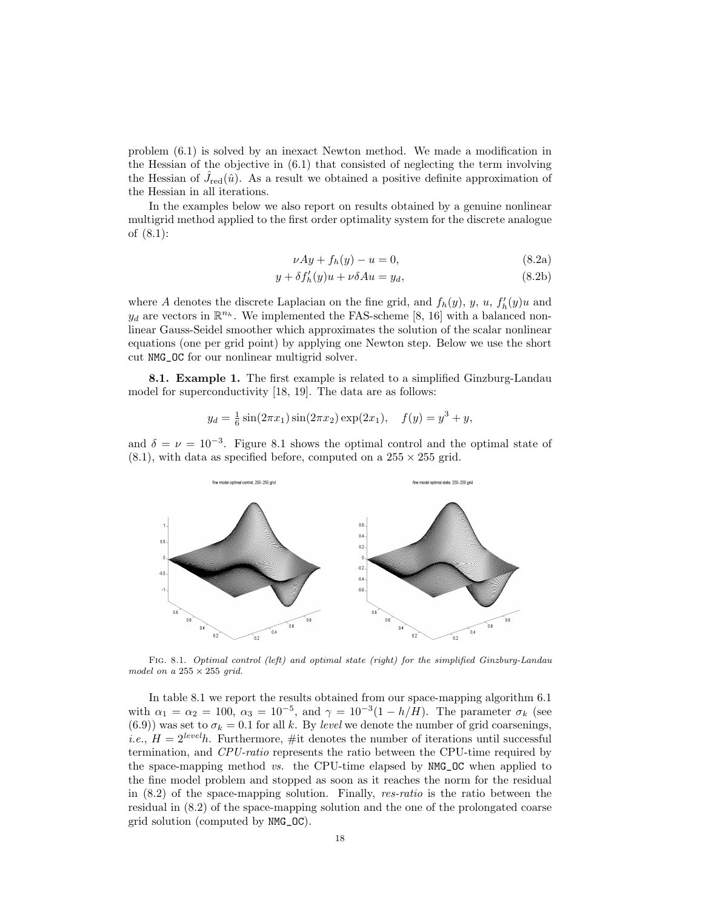problem (6.1) is solved by an inexact Newton method. We made a modification in the Hessian of the objective in (6.1) that consisted of neglecting the term involving the Hessian of $\hat{J}_{\rm red}(\hat{u})$. As a result we obtained a positive definite approximation of the Hessian in all iterations.

In the examples below we also report on results obtained by a genuine nonlinear multigrid method applied to the first order optimality system for the discrete analogue of (8.1):

$$\nu A y + f_h(y) - u = 0, \tag{8.2a}$$

$$y + \delta f_h'(y) u + \nu \delta A u = y_d, \tag{8.2b}$$

where $A$ denotes the discrete Laplacian on the fine grid, and $f_h(y)$, $y$, $u$, $f_h'(y)u$ and $y_d$ are vectors in $\mathbb{R}^{n_h}$. We implemented the FAS-scheme [8, 16] with a balanced nonlinear Gauss-Seidel smoother which approximates the solution of the scalar nonlinear equations (one per grid point) by applying one Newton step. Below we use the short cut `NMG_OC` for our nonlinear multigrid solver.

**8.1. Example 1.** The first example is related to a simplified Ginzburg-Landau model for superconductivity [18, 19]. The data are as follows:

$$y_d = \tfrac{1}{6}\sin(2\pi x_1)\sin(2\pi x_2)\exp(2x_1), \quad f(y) = y^3 + y,$$

and $\delta = \nu = 10^{-3}$. Figure 8.1 shows the optimal control and the optimal state of (8.1), with data as specified before, computed on a $255 \times 255$ grid.

Fig. 8.1. *Optimal control (left) and optimal state (right) for the simplified Ginzburg-Landau model on a $255 \times 255$ grid.*

In table 8.1 we report the results obtained from our space-mapping algorithm 6.1 with $\alpha_1 = \alpha_2 = 100$, $\alpha_3 = 10^{-5}$, and $\gamma = 10^{-3}(1 - h/H)$. The parameter $\sigma_k$ (see (6.9)) was set to $\sigma_k = 0.1$ for all $k$. By *level* we denote the number of grid coarsenings, *i.e.*, $H = 2^{level}h$. Furthermore, #it denotes the number of iterations until successful termination, and *CPU-ratio* represents the ratio between the CPU-time required by the space-mapping method *vs.* the CPU-time elapsed by `NMG_OC` when applied to the fine model problem and stopped as soon as it reaches the norm for the residual in (8.2) of the space-mapping solution. Finally, *res-ratio* is the ratio between the residual in (8.2) of the space-mapping solution and the one of the prolongated coarse grid solution (computed by `NMG_OC`).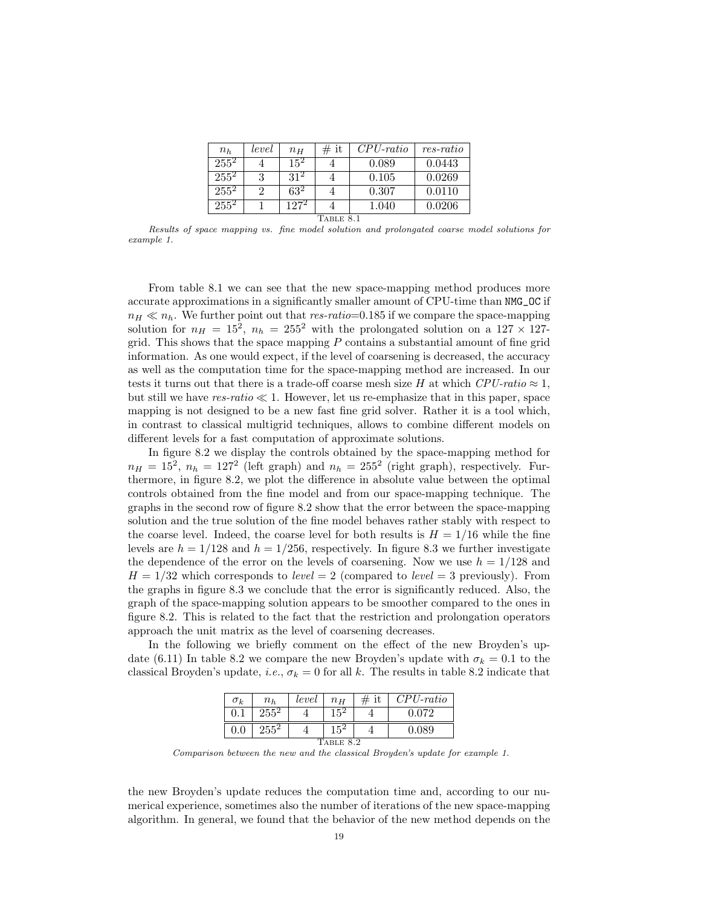| $n_h$ | *level* | $n_H$ | # it | *CPU-ratio* | *res-ratio* |
|---|---|---|---|---|---|
| $255^2$ | 4 | $15^2$ | 4 | 0.089 | 0.0443 |
| $255^2$ | 3 | $31^2$ | 4 | 0.105 | 0.0269 |
| $255^2$ | 2 | $63^2$ | 4 | 0.307 | 0.0110 |
| $255^2$ | 1 | $127^2$ | 4 | 1.040 | 0.0206 |

Table 8.1

*Results of space mapping vs. fine model solution and prolongated coarse model solutions for example 1.*

From table 8.1 we can see that the new space-mapping method produces more accurate approximations in a significantly smaller amount of CPU-time than `NMG_OC` if $n_H \ll n_h$. We further point out that *res-ratio*=0.185 if we compare the space-mapping solution for $n_H = 15^2$, $n_h = 255^2$ with the prolongated solution on a $127 \times 127$-grid. This shows that the space mapping $P$ contains a substantial amount of fine grid information. As one would expect, if the level of coarsening is decreased, the accuracy as well as the computation time for the space-mapping method are increased. In our tests it turns out that there is a trade-off coarse mesh size $H$ at which *CPU-ratio* $\approx 1$, but still we have *res-ratio* $\ll 1$. However, let us re-emphasize that in this paper, space mapping is not designed to be a new fast fine grid solver. Rather it is a tool which, in contrast to classical multigrid techniques, allows to combine different models on different levels for a fast computation of approximate solutions.

In figure 8.2 we display the controls obtained by the space-mapping method for $n_H = 15^2$, $n_h = 127^2$ (left graph) and $n_h = 255^2$ (right graph), respectively. Furthermore, in figure 8.2, we plot the difference in absolute value between the optimal controls obtained from the fine model and from our space-mapping technique. The graphs in the second row of figure 8.2 show that the error between the space-mapping solution and the true solution of the fine model behaves rather stably with respect to the coarse level. Indeed, the coarse level for both results is $H = 1/16$ while the fine levels are $h = 1/128$ and $h = 1/256$, respectively. In figure 8.3 we further investigate the dependence of the error on the levels of coarsening. Now we use $h = 1/128$ and $H = 1/32$ which corresponds to *level* $= 2$ (compared to *level* $= 3$ previously). From the graphs in figure 8.3 we conclude that the error is significantly reduced. Also, the graph of the space-mapping solution appears to be smoother compared to the ones in figure 8.2. This is related to the fact that the restriction and prolongation operators approach the unit matrix as the level of coarsening decreases.

In the following we briefly comment on the effect of the new Broyden's update (6.11) In table 8.2 we compare the new Broyden's update with $\sigma_k = 0.1$ to the classical Broyden's update, *i.e.*, $\sigma_k = 0$ for all $k$. The results in table 8.2 indicate that

| $\sigma_k$ | $n_h$ | *level* | $n_H$ | # it | *CPU-ratio* |
|---|---|---|---|---|---|
| 0.1 | $255^2$ | 4 | $15^2$ | 4 | 0.072 |
| 0.0 | $255^2$ | 4 | $15^2$ | 4 | 0.089 |

Table 8.2

*Comparison between the new and the classical Broyden's update for example 1.*

the new Broyden's update reduces the computation time and, according to our numerical experience, sometimes also the number of iterations of the new space-mapping algorithm. In general, we found that the behavior of the new method depends on the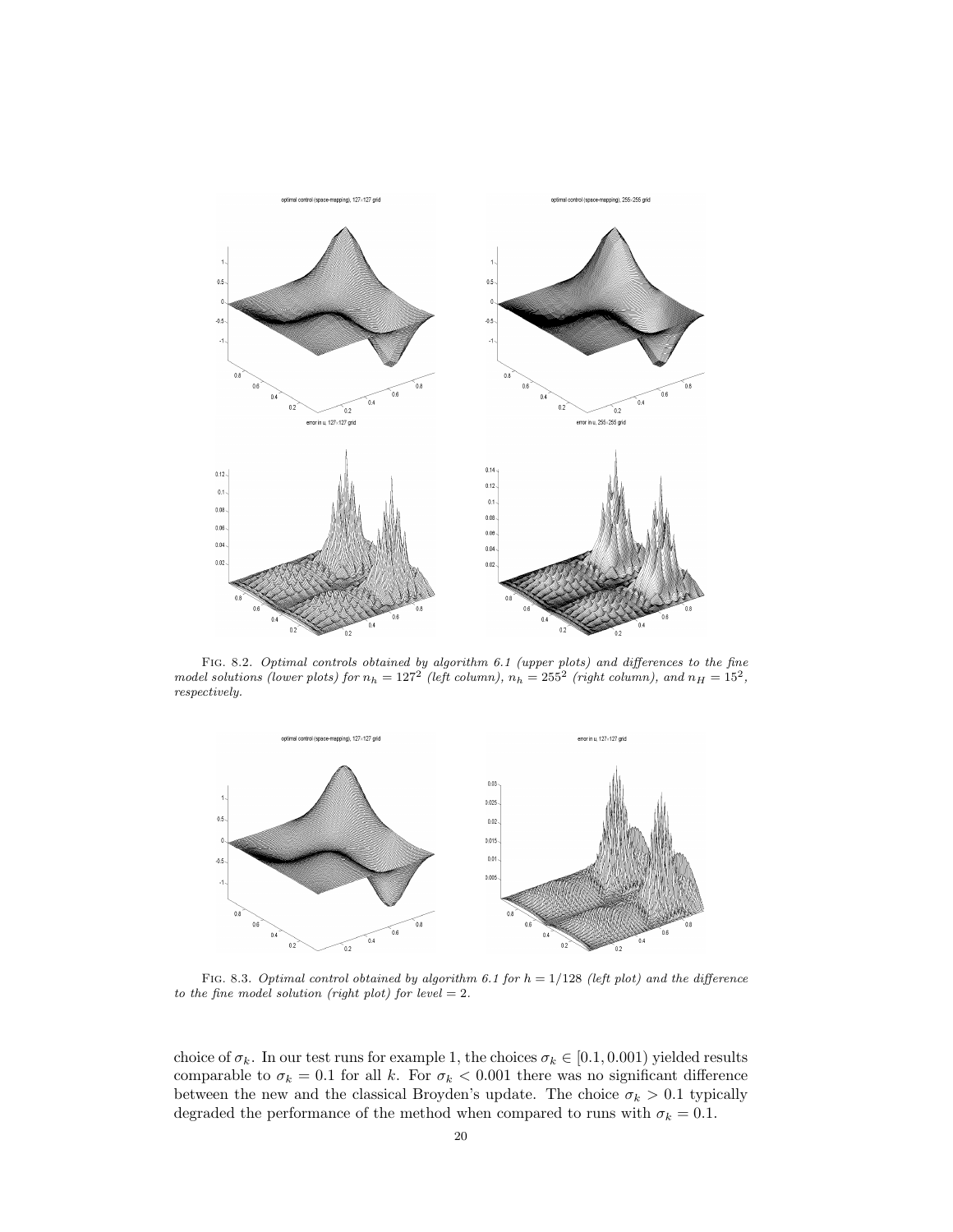Fig. 8.2. *Optimal controls obtained by algorithm 6.1 (upper plots) and differences to the fine model solutions (lower plots) for $n_h = 127^2$ (left column), $n_h = 255^2$ (right column), and $n_H = 15^2$, respectively.*

Fig. 8.3. *Optimal control obtained by algorithm 6.1 for $h = 1/128$ (left plot) and the difference to the fine model solution (right plot) for level = 2.*

choice of $\sigma_k$. In our test runs for example 1, the choices $\sigma_k \in [0.1, 0.001)$ yielded results comparable to $\sigma_k = 0.1$ for all $k$. For $\sigma_k < 0.001$ there was no significant difference between the new and the classical Broyden's update. The choice $\sigma_k > 0.1$ typically degraded the performance of the method when compared to runs with $\sigma_k = 0.1$.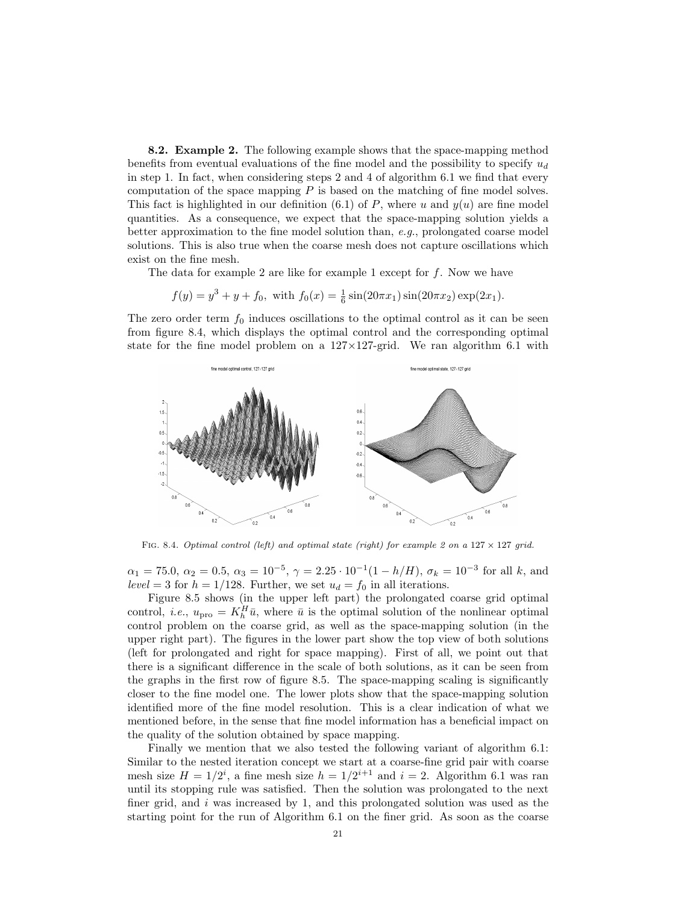**8.2. Example 2.** The following example shows that the space-mapping method benefits from eventual evaluations of the fine model and the possibility to specify $u_d$ in step 1. In fact, when considering steps 2 and 4 of algorithm 6.1 we find that every computation of the space mapping $P$ is based on the matching of fine model solves. This fact is highlighted in our definition (6.1) of $P$, where $u$ and $y(u)$ are fine model quantities. As a consequence, we expect that the space-mapping solution yields a better approximation to the fine model solution than, *e.g.*, prolongated coarse model solutions. This is also true when the coarse mesh does not capture oscillations which exist on the fine mesh.

The data for example 2 are like for example 1 except for $f$. Now we have

$$f(y) = y^3 + y + f_0, \text{ with } f_0(x) = \tfrac{1}{6}\sin(20\pi x_1)\sin(20\pi x_2)\exp(2x_1).$$

The zero order term $f_0$ induces oscillations to the optimal control as it can be seen from figure 8.4, which displays the optimal control and the corresponding optimal state for the fine model problem on a 127×127-grid. We ran algorithm 6.1 with

Fig. 8.4. *Optimal control (left) and optimal state (right) for example 2 on a* $127 \times 127$ *grid.*

$\alpha_1 = 75.0$, $\alpha_2 = 0.5$, $\alpha_3 = 10^{-5}$, $\gamma = 2.25 \cdot 10^{-1}(1 - h/H)$, $\sigma_k = 10^{-3}$ for all $k$, and *level* $= 3$ for $h = 1/128$. Further, we set $u_d = f_0$ in all iterations.

Figure 8.5 shows (in the upper left part) the prolongated coarse grid optimal control, *i.e.*, $u_{\text{pro}} = K_h^H \bar{u}$, where $\bar{u}$ is the optimal solution of the nonlinear optimal control problem on the coarse grid, as well as the space-mapping solution (in the upper right part). The figures in the lower part show the top view of both solutions (left for prolongated and right for space mapping). First of all, we point out that there is a significant difference in the scale of both solutions, as it can be seen from the graphs in the first row of figure 8.5. The space-mapping scaling is significantly closer to the fine model one. The lower plots show that the space-mapping solution identified more of the fine model resolution. This is a clear indication of what we mentioned before, in the sense that fine model information has a beneficial impact on the quality of the solution obtained by space mapping.

Finally we mention that we also tested the following variant of algorithm 6.1: Similar to the nested iteration concept we start at a coarse-fine grid pair with coarse mesh size $H = 1/2^i$, a fine mesh size $h = 1/2^{i+1}$ and $i = 2$. Algorithm 6.1 was ran until its stopping rule was satisfied. Then the solution was prolongated to the next finer grid, and $i$ was increased by 1, and this prolongated solution was used as the starting point for the run of Algorithm 6.1 on the finer grid. As soon as the coarse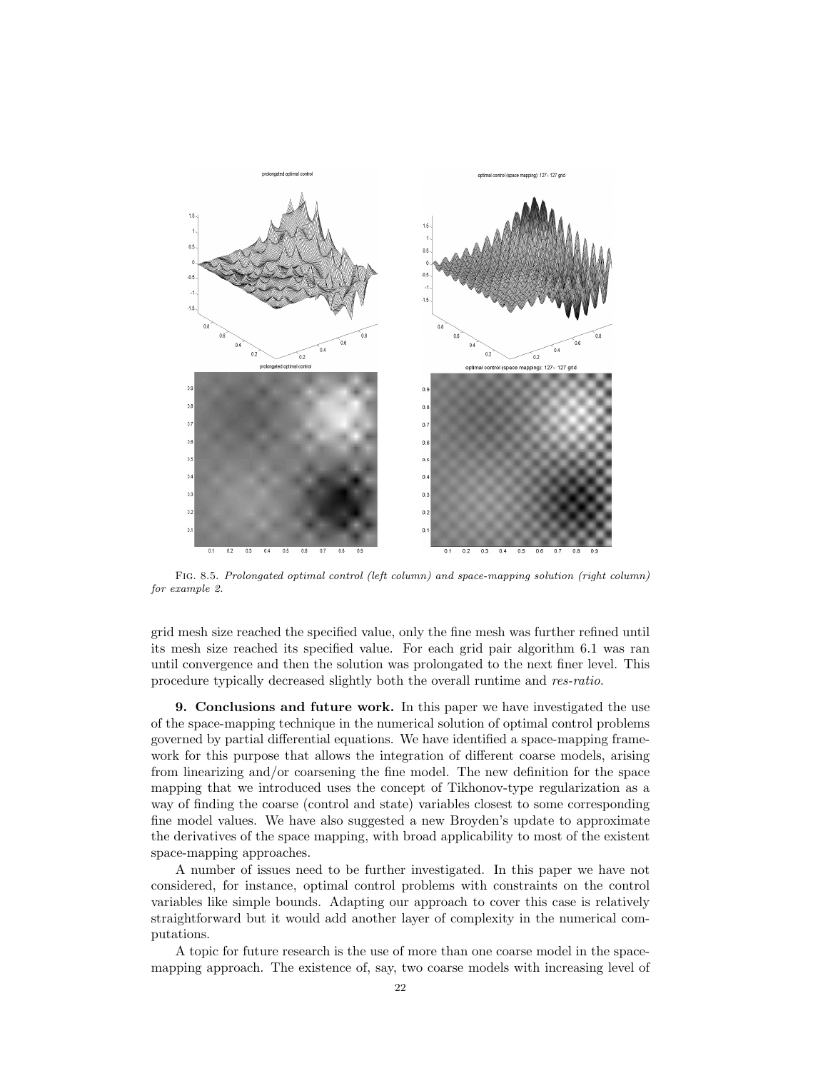Fig. 8.5. *Prolongated optimal control (left column) and space-mapping solution (right column) for example 2.*

grid mesh size reached the specified value, only the fine mesh was further refined until its mesh size reached its specified value. For each grid pair algorithm 6.1 was ran until convergence and then the solution was prolongated to the next finer level. This procedure typically decreased slightly both the overall runtime and *res-ratio*.

**9. Conclusions and future work.** In this paper we have investigated the use of the space-mapping technique in the numerical solution of optimal control problems governed by partial differential equations. We have identified a space-mapping framework for this purpose that allows the integration of different coarse models, arising from linearizing and/or coarsening the fine model. The new definition for the space mapping that we introduced uses the concept of Tikhonov-type regularization as a way of finding the coarse (control and state) variables closest to some corresponding fine model values. We have also suggested a new Broyden's update to approximate the derivatives of the space mapping, with broad applicability to most of the existent space-mapping approaches.

A number of issues need to be further investigated. In this paper we have not considered, for instance, optimal control problems with constraints on the control variables like simple bounds. Adapting our approach to cover this case is relatively straightforward but it would add another layer of complexity in the numerical computations.

A topic for future research is the use of more than one coarse model in the space-mapping approach. The existence of, say, two coarse models with increasing level of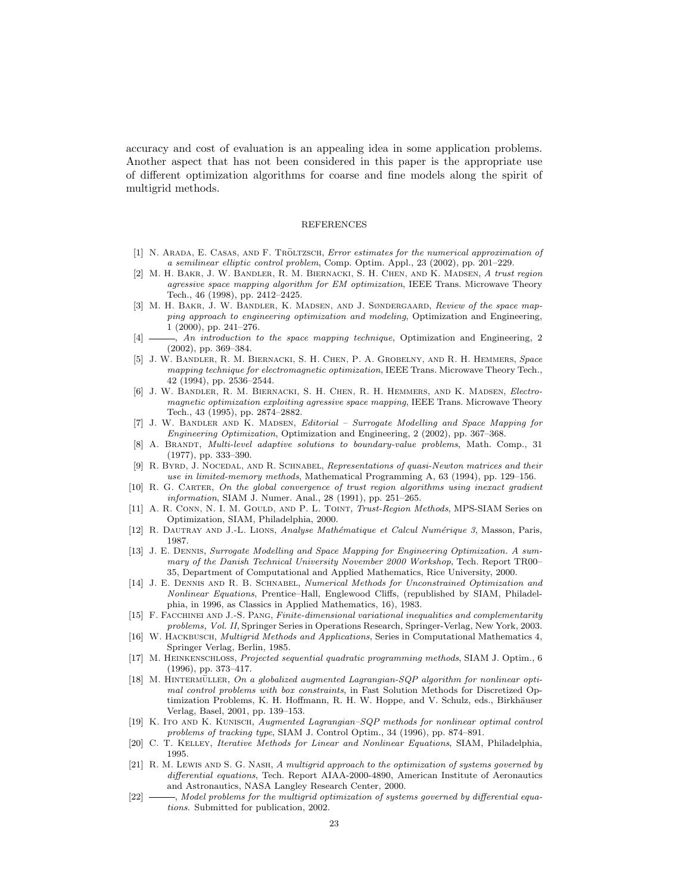accuracy and cost of evaluation is an appealing idea in some application problems. Another aspect that has not been considered in this paper is the appropriate use of different optimization algorithms for coarse and fine models along the spirit of multigrid methods.

## REFERENCES

[1] N. Arada, E. Casas, and F. Tröltzsch, *Error estimates for the numerical approximation of a semilinear elliptic control problem*, Comp. Optim. Appl., 23 (2002), pp. 201–229.

[2] M. H. Bakr, J. W. Bandler, R. M. Biernacki, S. H. Chen, and K. Madsen, *A trust region agressive space mapping algorithm for EM optimization*, IEEE Trans. Microwave Theory Tech., 46 (1998), pp. 2412–2425.

[3] M. H. Bakr, J. W. Bandler, K. Madsen, and J. Søndergaard, *Review of the space mapping approach to engineering optimization and modeling*, Optimization and Engineering, 1 (2000), pp. 241–276.

[4] ———, *An introduction to the space mapping technique*, Optimization and Engineering, 2 (2002), pp. 369–384.

[5] J. W. Bandler, R. M. Biernacki, S. H. Chen, P. A. Grobelny, and R. H. Hemmers, *Space mapping technique for electromagnetic optimization*, IEEE Trans. Microwave Theory Tech., 42 (1994), pp. 2536–2544.

[6] J. W. Bandler, R. M. Biernacki, S. H. Chen, R. H. Hemmers, and K. Madsen, *Electromagnetic optimization exploiting agressive space mapping*, IEEE Trans. Microwave Theory Tech., 43 (1995), pp. 2874–2882.

[7] J. W. Bandler and K. Madsen, *Editorial – Surrogate Modelling and Space Mapping for Engineering Optimization*, Optimization and Engineering, 2 (2002), pp. 367–368.

[8] A. Brandt, *Multi-level adaptive solutions to boundary-value problems*, Math. Comp., 31 (1977), pp. 333–390.

[9] R. Byrd, J. Nocedal, and R. Schnabel, *Representations of quasi-Newton matrices and their use in limited-memory methods*, Mathematical Programming A, 63 (1994), pp. 129–156.

[10] R. G. Carter, *On the global convergence of trust region algorithms using inexact gradient information*, SIAM J. Numer. Anal., 28 (1991), pp. 251–265.

[11] A. R. Conn, N. I. M. Gould, and P. L. Toint, *Trust-Region Methods*, MPS-SIAM Series on Optimization, SIAM, Philadelphia, 2000.

[12] R. Dautray and J.-L. Lions, *Analyse Mathématique et Calcul Numérique 3*, Masson, Paris, 1987.

[13] J. E. Dennis, *Surrogate Modelling and Space Mapping for Engineering Optimization. A summary of the Danish Technical University November 2000 Workshop*, Tech. Report TR00–35, Department of Computational and Applied Mathematics, Rice University, 2000.

[14] J. E. Dennis and R. B. Schnabel, *Numerical Methods for Unconstrained Optimization and Nonlinear Equations*, Prentice–Hall, Englewood Cliffs, (republished by SIAM, Philadelphia, in 1996, as Classics in Applied Mathematics, 16), 1983.

[15] F. Facchinei and J.-S. Pang, *Finite-dimensional variational inequalities and complementarity problems, Vol. II*, Springer Series in Operations Research, Springer-Verlag, New York, 2003.

[16] W. Hackbusch, *Multigrid Methods and Applications*, Series in Computational Mathematics 4, Springer Verlag, Berlin, 1985.

[17] M. Heinkenschloss, *Projected sequential quadratic programming methods*, SIAM J. Optim., 6 (1996), pp. 373–417.

[18] M. Hintermüller, *On a globalized augmented Lagrangian-SQP algorithm for nonlinear optimal control problems with box constraints*, in Fast Solution Methods for Discretized Optimization Problems, K. H. Hoffmann, R. H. W. Hoppe, and V. Schulz, eds., Birkhäuser Verlag, Basel, 2001, pp. 139–153.

[19] K. Ito and K. Kunisch, *Augmented Lagrangian–SQP methods for nonlinear optimal control problems of tracking type*, SIAM J. Control Optim., 34 (1996), pp. 874–891.

[20] C. T. Kelley, *Iterative Methods for Linear and Nonlinear Equations*, SIAM, Philadelphia, 1995.

[21] R. M. Lewis and S. G. Nash, *A multigrid approach to the optimization of systems governed by differential equations*, Tech. Report AIAA-2000-4890, American Institute of Aeronautics and Astronautics, NASA Langley Research Center, 2000.

[22] ———, *Model problems for the multigrid optimization of systems governed by differential equations*. Submitted for publication, 2002.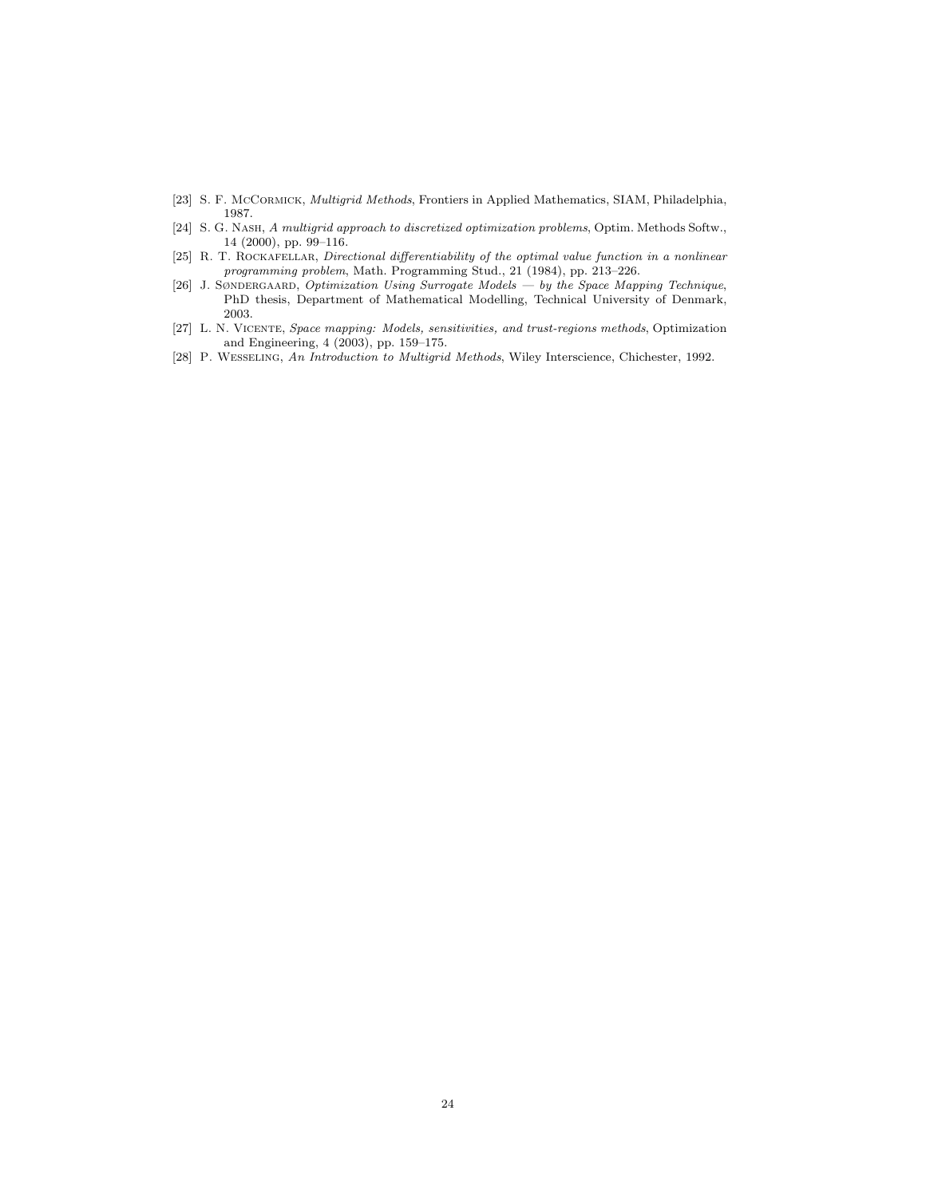[23] S. F. McCormick, *Multigrid Methods*, Frontiers in Applied Mathematics, SIAM, Philadelphia, 1987.

[24] S. G. Nash, *A multigrid approach to discretized optimization problems*, Optim. Methods Softw., 14 (2000), pp. 99–116.

[25] R. T. Rockafellar, *Directional differentiability of the optimal value function in a nonlinear programming problem*, Math. Programming Stud., 21 (1984), pp. 213–226.

[26] J. Søndergaard, *Optimization Using Surrogate Models — by the Space Mapping Technique*, PhD thesis, Department of Mathematical Modelling, Technical University of Denmark, 2003.

[27] L. N. Vicente, *Space mapping: Models, sensitivities, and trust-regions methods*, Optimization and Engineering, 4 (2003), pp. 159–175.

[28] P. Wesseling, *An Introduction to Multigrid Methods*, Wiley Interscience, Chichester, 1992.